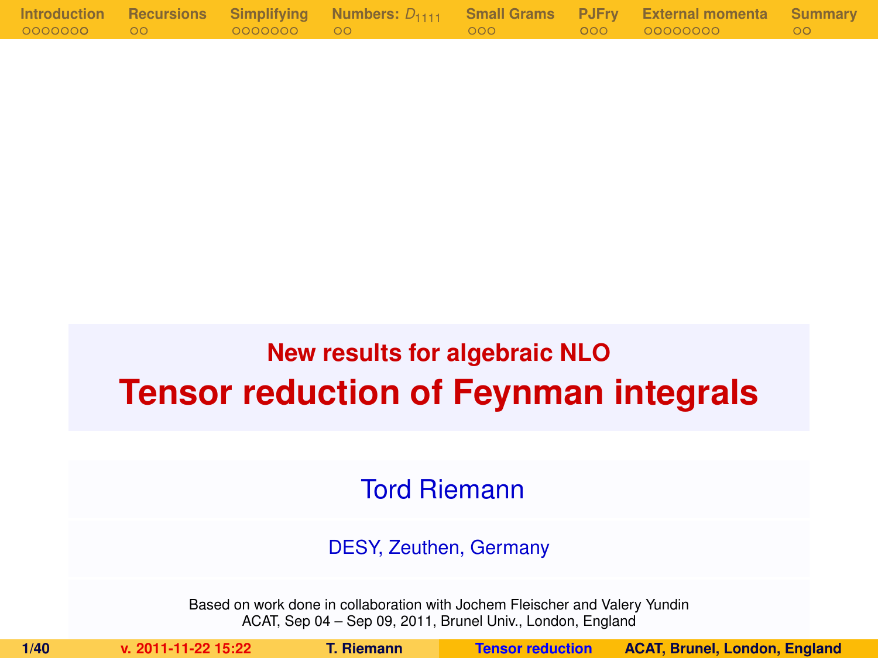## New results for algebraic NLO

# Tensor reduction of Feynman integrals

Tord Riemann

DESY, Zeuthen, Germany

Based on work done in collaboration with Jochem Fleischer and Valery Yundin
ACAT, Sep 04 – Sep 09, 2011, Brunel Univ., London, England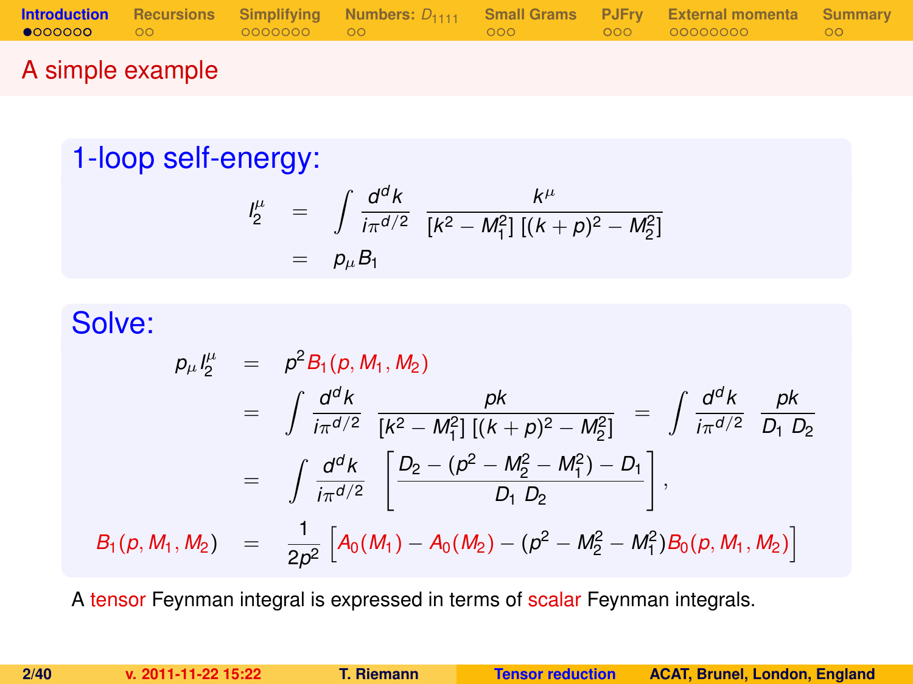# A simple example

## 1-loop self-energy:

$$
\begin{aligned}
I_2^\mu &= \int \frac{d^d k}{i\pi^{d/2}} \, \frac{k^\mu}{[k^2 - M_1^2]\,[(k+p)^2 - M_2^2]} \\
&= p_\mu B_1
\end{aligned}
$$

## Solve:

$$
\begin{aligned}
p_\mu I_2^\mu &= p^2 B_1(p, M_1, M_2) \\
&= \int \frac{d^d k}{i\pi^{d/2}} \, \frac{pk}{[k^2 - M_1^2]\,[(k+p)^2 - M_2^2]} = \int \frac{d^d k}{i\pi^{d/2}} \, \frac{pk}{D_1 \; D_2} \\
&= \int \frac{d^d k}{i\pi^{d/2}} \left[ \frac{D_2 - (p^2 - M_2^2 - M_1^2) - D_1}{D_1 \; D_2} \right], \\
B_1(p, M_1, M_2) &= \frac{1}{2p^2} \left[ A_0(M_1) - A_0(M_2) - (p^2 - M_2^2 - M_1^2) B_0(p, M_1, M_2) \right]
\end{aligned}
$$

A tensor Feynman integral is expressed in terms of scalar Feynman integrals.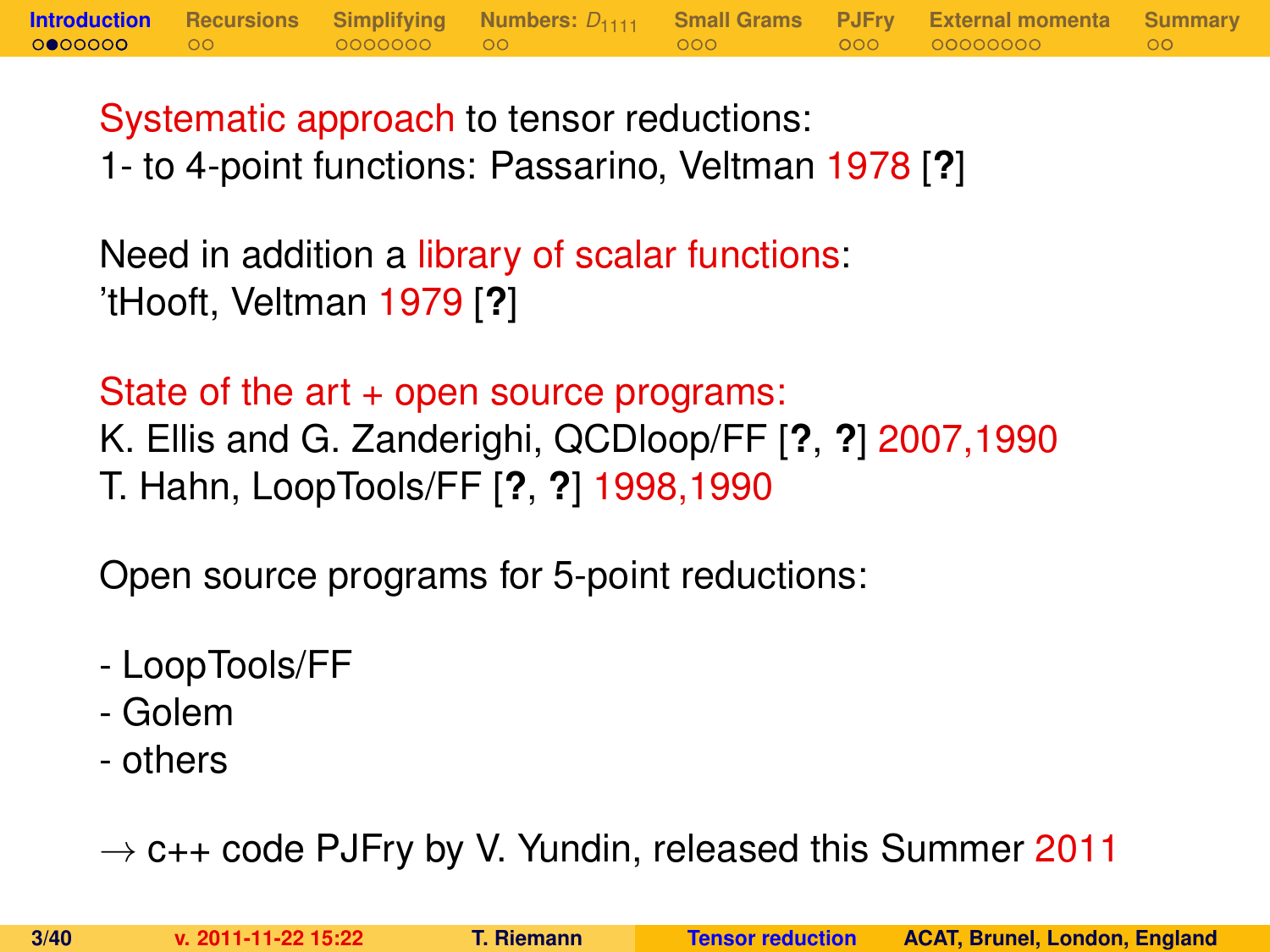Systematic approach to tensor reductions:
1- to 4-point functions: Passarino, Veltman 1978 [?]

Need in addition a library of scalar functions:
'tHooft, Veltman 1979 [?]

State of the art + open source programs:
K. Ellis and G. Zanderighi, QCDloop/FF [?, ?] 2007,1990
T. Hahn, LoopTools/FF [?, ?] 1998,1990

Open source programs for 5-point reductions:

- LoopTools/FF
- Golem
- others

$\rightarrow$ c++ code PJFry by V. Yundin, released this Summer 2011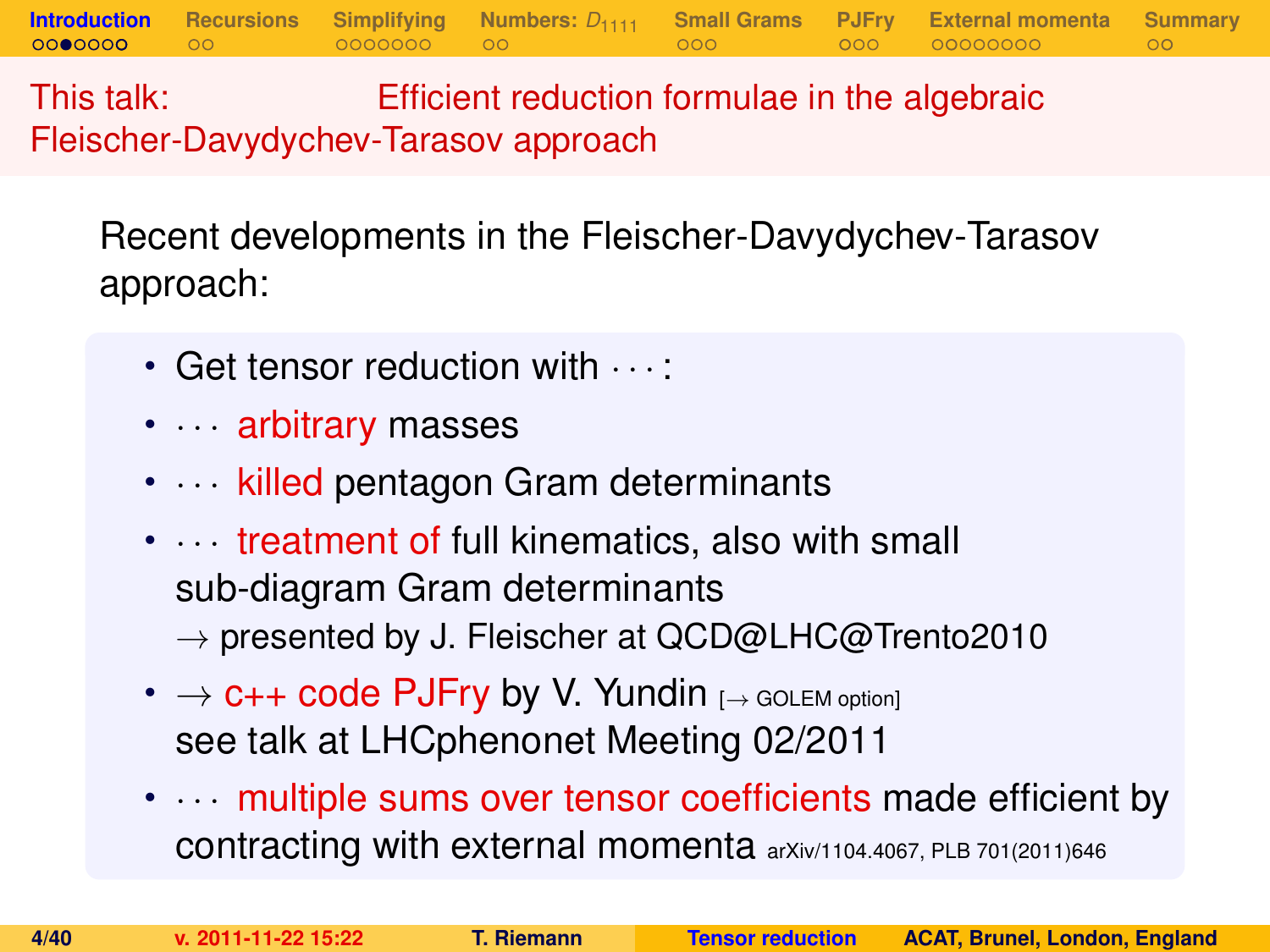## This talk: Efficient reduction formulae in the algebraic Fleischer-Davydychev-Tarasov approach

Recent developments in the Fleischer-Davydychev-Tarasov approach:

- Get tensor reduction with $\cdots$:
- $\cdots$ arbitrary masses
- $\cdots$ killed pentagon Gram determinants
- $\cdots$ treatment of full kinematics, also with small sub-diagram Gram determinants
  $\rightarrow$ presented by J. Fleischer at QCD@LHC@Trento2010
- $\rightarrow$ c++ code PJFry by V. Yundin [$\rightarrow$ GOLEM option]
  see talk at LHCphenonet Meeting 02/2011
- $\cdots$ multiple sums over tensor coefficients made efficient by contracting with external momenta arXiv/1104.4067, PLB 701(2011)646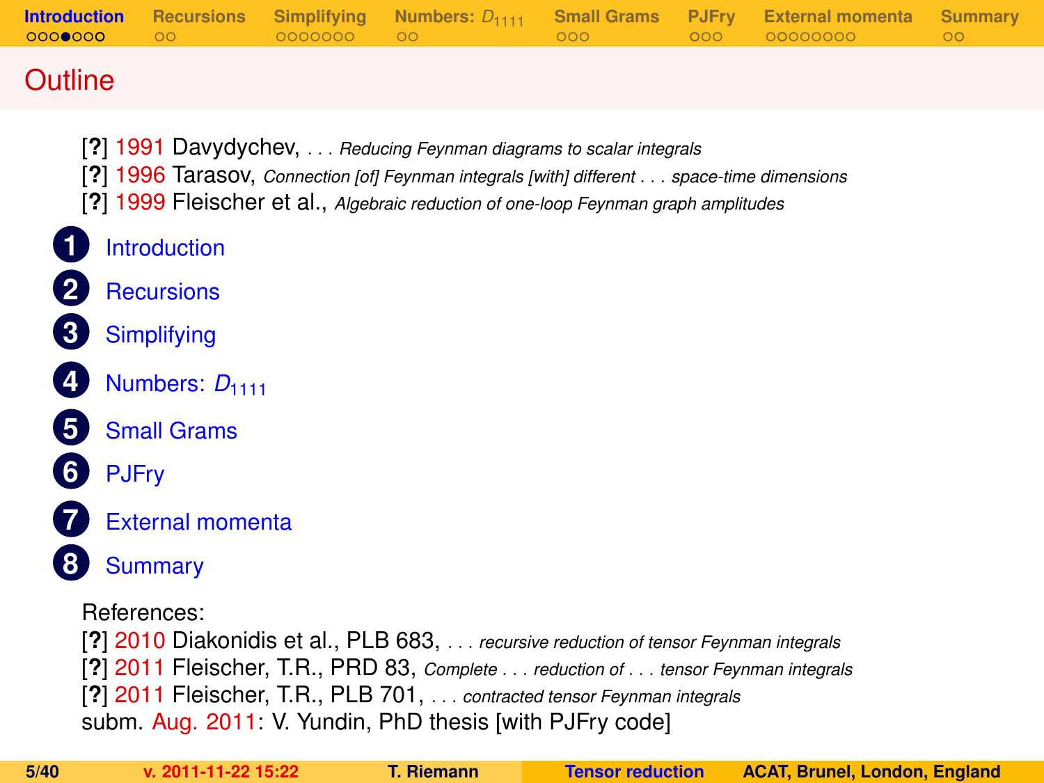# Outline

[?] 1991 Davydychev, . . . *Reducing Feynman diagrams to scalar integrals*
[?] 1996 Tarasov, *Connection [of] Feynman integrals [with] different . . . space-time dimensions*
[?] 1999 Fleischer et al., *Algebraic reduction of one-loop Feynman graph amplitudes*

1. Introduction
2. Recursions
3. Simplifying
4. Numbers: $D_{1111}$
5. Small Grams
6. PJFry
7. External momenta
8. Summary

References:
[?] 2010 Diakonidis et al., PLB 683, . . . *recursive reduction of tensor Feynman integrals*
[?] 2011 Fleischer, T.R., PRD 83, *Complete . . . reduction of . . . tensor Feynman integrals*
[?] 2011 Fleischer, T.R., PLB 701, . . . *contracted tensor Feynman integrals*
subm. Aug. 2011: V. Yundin, PhD thesis [with PJFry code]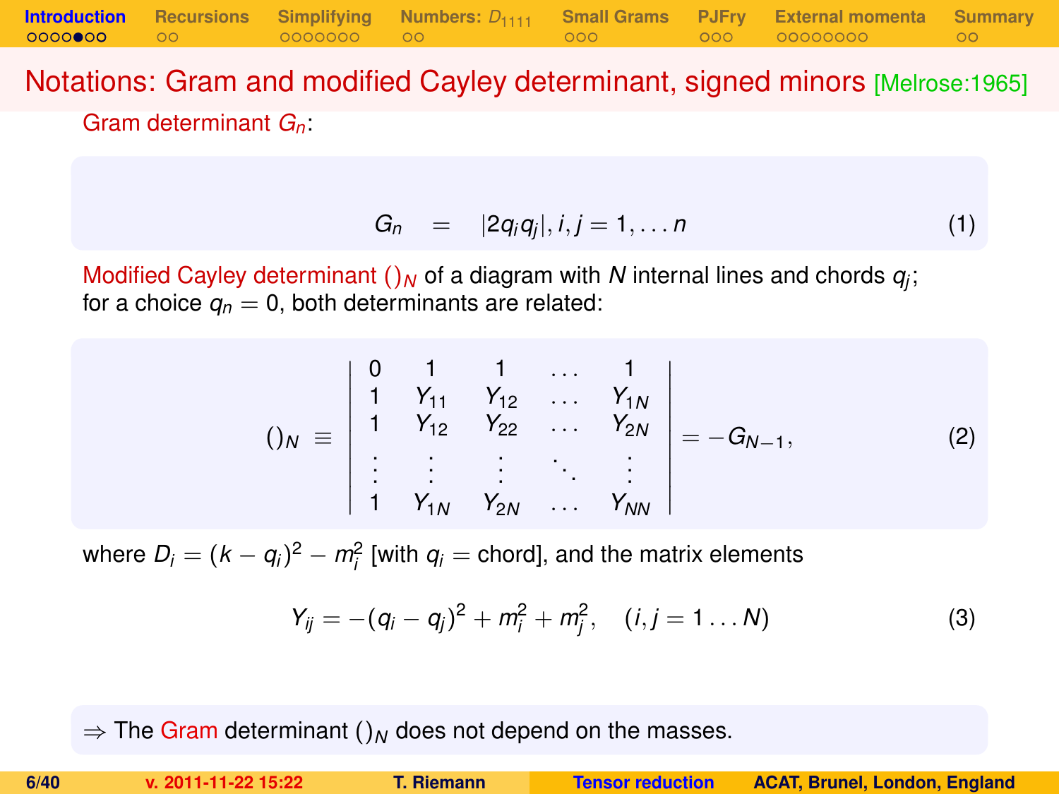# Notations: Gram and modified Cayley determinant, signed minors [Melrose:1965]

Gram determinant $G_n$:

$$G_n \quad = \quad |2q_iq_j|, i,j = 1, \ldots n \tag{1}$$

Modified Cayley determinant $()_N$ of a diagram with $N$ internal lines and chords $q_j$; for a choice $q_n = 0$, both determinants are related:

$$()_N \;\equiv\; \begin{vmatrix} 0 & 1 & 1 & \ldots & 1 \\ 1 & Y_{11} & Y_{12} & \ldots & Y_{1N} \\ 1 & Y_{12} & Y_{22} & \ldots & Y_{2N} \\ \vdots & \vdots & \vdots & \ddots & \vdots \\ 1 & Y_{1N} & Y_{2N} & \ldots & Y_{NN} \end{vmatrix} = -G_{N-1}, \tag{2}$$

where $D_i = (k - q_i)^2 - m_i^2$ [with $q_i$ = chord], and the matrix elements

$$Y_{ij} = -(q_i - q_j)^2 + m_i^2 + m_j^2, \quad (i,j = 1 \ldots N) \tag{3}$$

$\Rightarrow$ The Gram determinant $()_N$ does not depend on the masses.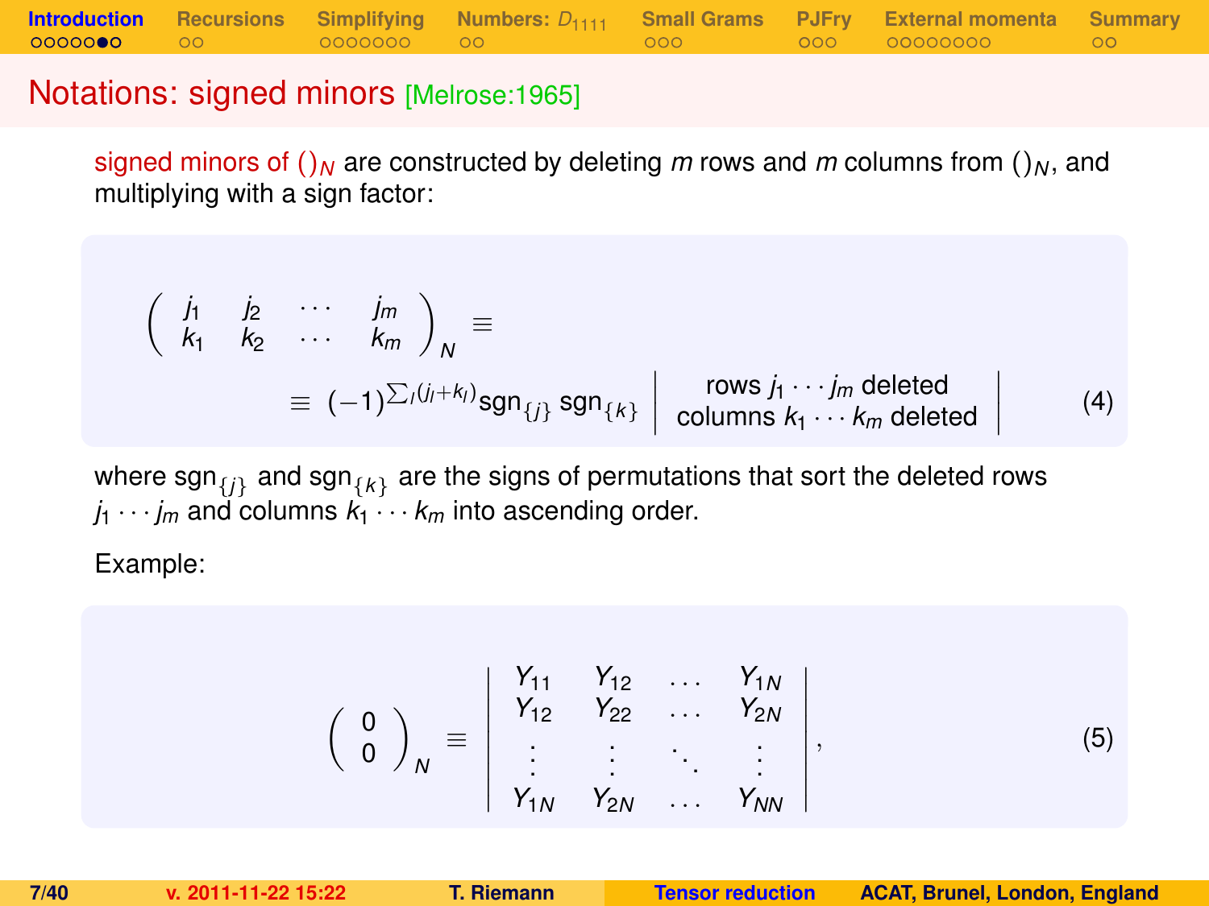## Notations: signed minors [Melrose:1965]

signed minors of $()_N$ are constructed by deleting $m$ rows and $m$ columns from $()_N$, and multiplying with a sign factor:

$$
\begin{pmatrix} j_1 & j_2 & \cdots & j_m \\ k_1 & k_2 & \cdots & k_m \end{pmatrix}_N \equiv
$$

$$
\equiv (-1)^{\sum_l (j_l+k_l)} \mathrm{sgn}_{\{j\}} \, \mathrm{sgn}_{\{k\}} \left| \begin{array}{c} \text{rows } j_1 \cdots j_m \text{ deleted} \\ \text{columns } k_1 \cdots k_m \text{ deleted} \end{array} \right| \tag{4}
$$

where $\mathrm{sgn}_{\{j\}}$ and $\mathrm{sgn}_{\{k\}}$ are the signs of permutations that sort the deleted rows $j_1 \cdots j_m$ and columns $k_1 \cdots k_m$ into ascending order.

Example:

$$
\begin{pmatrix} 0 \\ 0 \end{pmatrix}_N \equiv \begin{vmatrix} Y_{11} & Y_{12} & \ldots & Y_{1N} \\ Y_{12} & Y_{22} & \ldots & Y_{2N} \\ \vdots & \vdots & \ddots & \vdots \\ Y_{1N} & Y_{2N} & \ldots & Y_{NN} \end{vmatrix}, \tag{5}
$$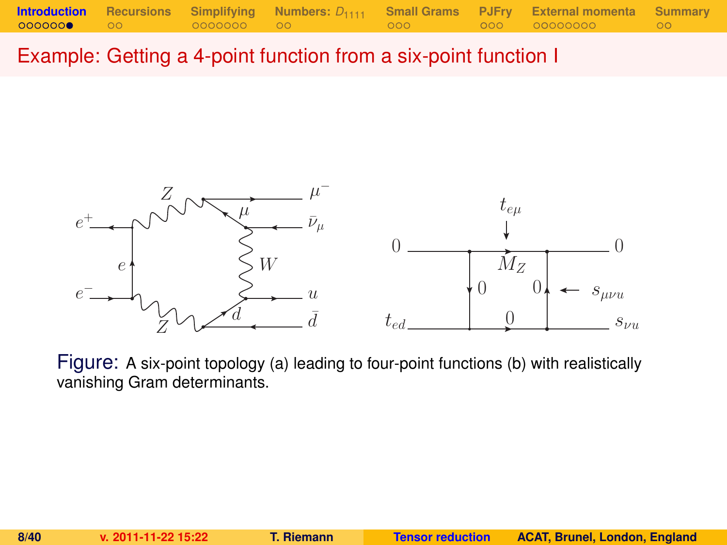# Example: Getting a 4-point function from a six-point function I

Figure: A six-point topology (a) leading to four-point functions (b) with realistically vanishing Gram determinants.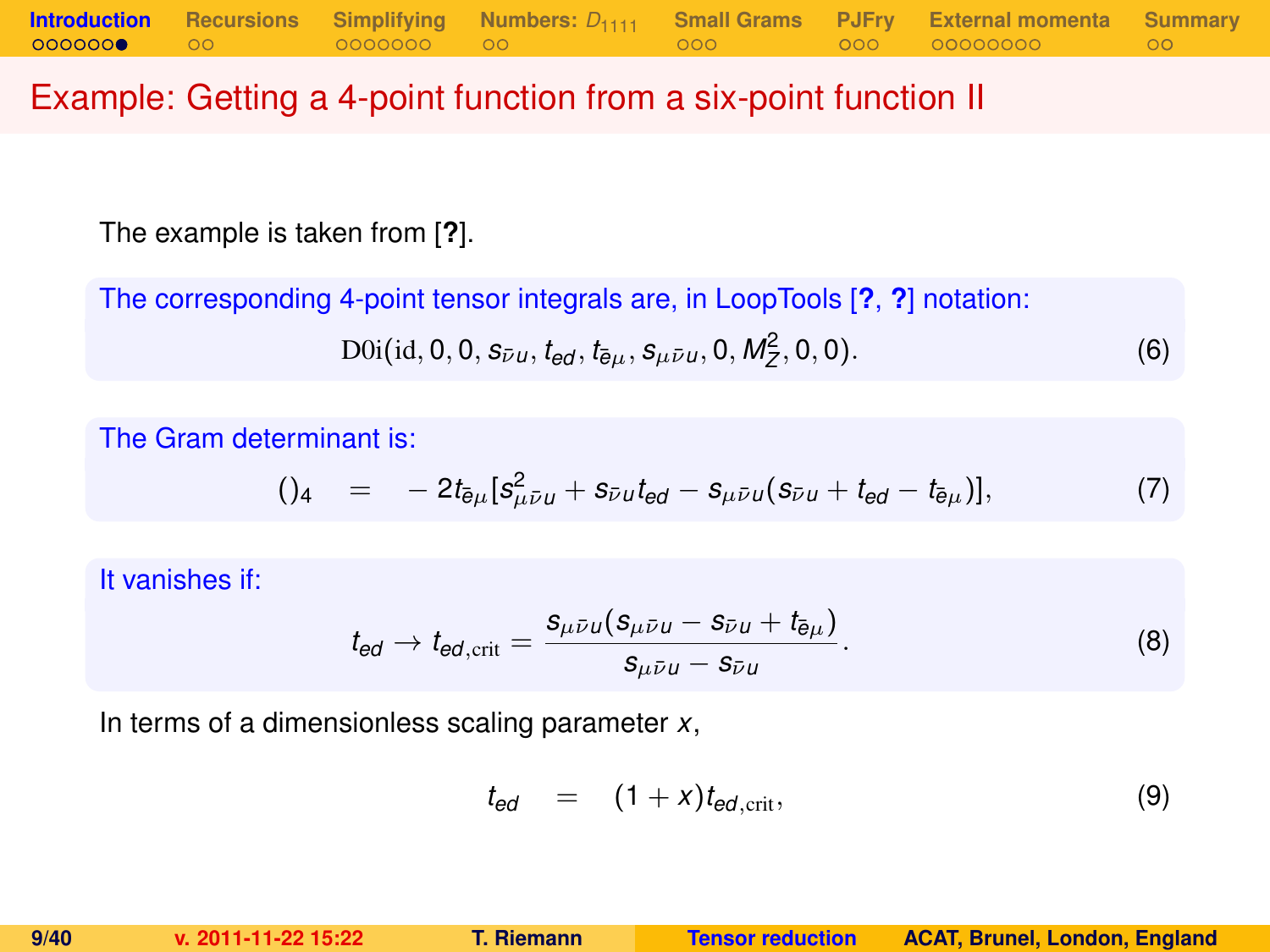# Example: Getting a 4-point function from a six-point function II

The example is taken from [?].

The corresponding 4-point tensor integrals are, in LoopTools [?, ?] notation:

$$\mathrm{D0i}(\mathrm{id}, 0, 0, s_{\bar{\nu}u}, t_{ed}, t_{\bar{e}\mu}, s_{\mu\bar{\nu}u}, 0, M_Z^2, 0, 0). \tag{6}$$

The Gram determinant is:

$$()_4 \quad = \quad -2t_{\bar{e}\mu}[s^2_{\mu\bar{\nu}u} + s_{\bar{\nu}u}t_{ed} - s_{\mu\bar{\nu}u}(s_{\bar{\nu}u} + t_{ed} - t_{\bar{e}\mu})], \tag{7}$$

It vanishes if:

$$t_{ed} \to t_{ed,\mathrm{crit}} = \frac{s_{\mu\bar{\nu}u}(s_{\mu\bar{\nu}u} - s_{\bar{\nu}u} + t_{\bar{e}\mu})}{s_{\mu\bar{\nu}u} - s_{\bar{\nu}u}}. \tag{8}$$

In terms of a dimensionless scaling parameter $x$,

$$t_{ed} \quad = \quad (1+x)t_{ed,\mathrm{crit}}, \tag{9}$$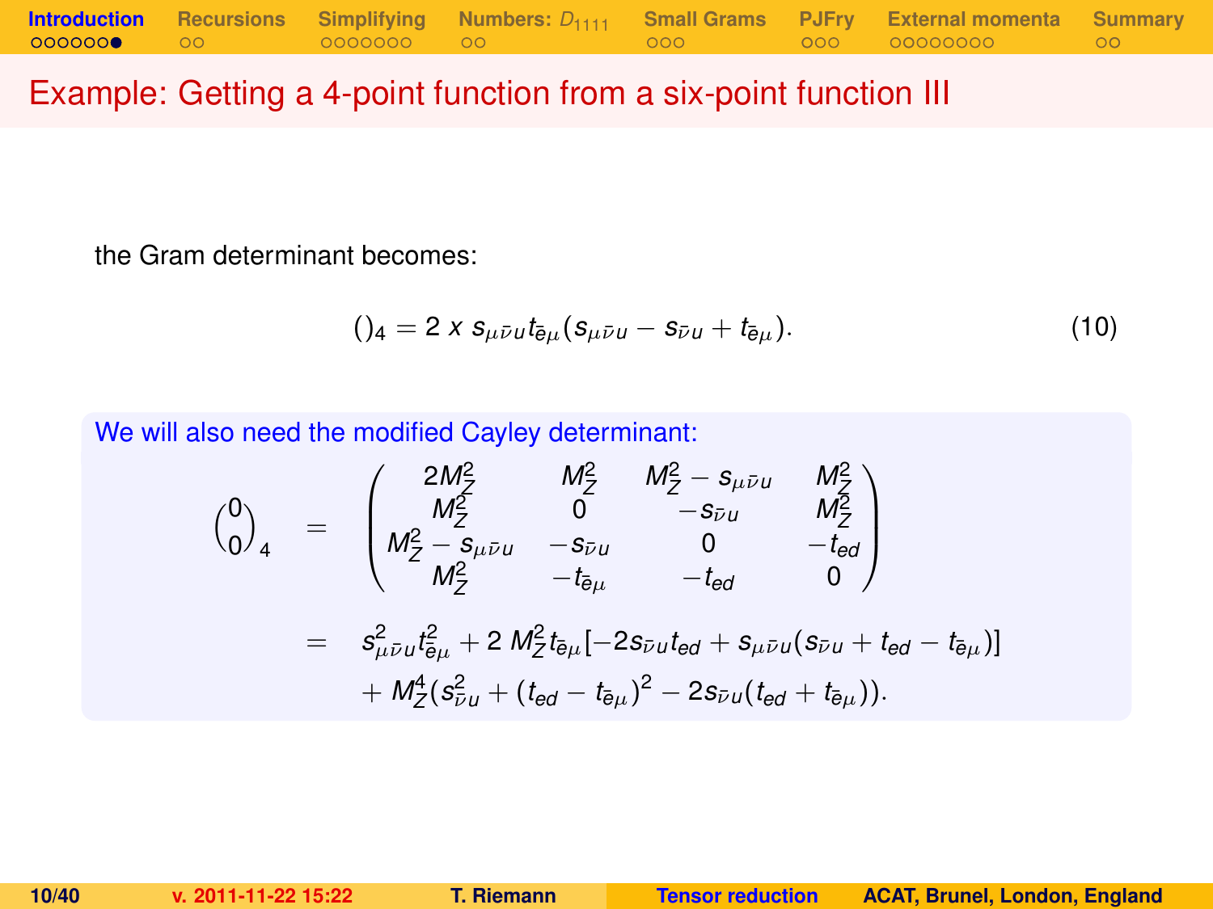# Example: Getting a 4-point function from a six-point function III

the Gram determinant becomes:

$$()_4 = 2\, x\, s_{\mu\bar{\nu}u} t_{\bar{e}\mu} (s_{\mu\bar{\nu}u} - s_{\bar{\nu}u} + t_{\bar{e}\mu}). \tag{10}$$

We will also need the modified Cayley determinant:

$$\begin{aligned}
\binom{0}{0}_4 &= \begin{pmatrix} 2M_Z^2 & M_Z^2 & M_Z^2 - s_{\mu\bar{\nu}u} & M_Z^2 \\ M_Z^2 & 0 & -s_{\bar{\nu}u} & M_Z^2 \\ M_Z^2 - s_{\mu\bar{\nu}u} & -s_{\bar{\nu}u} & 0 & -t_{ed} \\ M_Z^2 & -t_{\bar{e}\mu} & -t_{ed} & 0 \end{pmatrix} \\
&= s_{\mu\bar{\nu}u}^2 t_{\bar{e}\mu}^2 + 2\, M_Z^2 t_{\bar{e}\mu} [-2 s_{\bar{\nu}u} t_{ed} + s_{\mu\bar{\nu}u}(s_{\bar{\nu}u} + t_{ed} - t_{\bar{e}\mu})] \\
&\quad + M_Z^4 (s_{\bar{\nu}u}^2 + (t_{ed} - t_{\bar{e}\mu})^2 - 2 s_{\bar{\nu}u}(t_{ed} + t_{\bar{e}\mu})).
\end{aligned}$$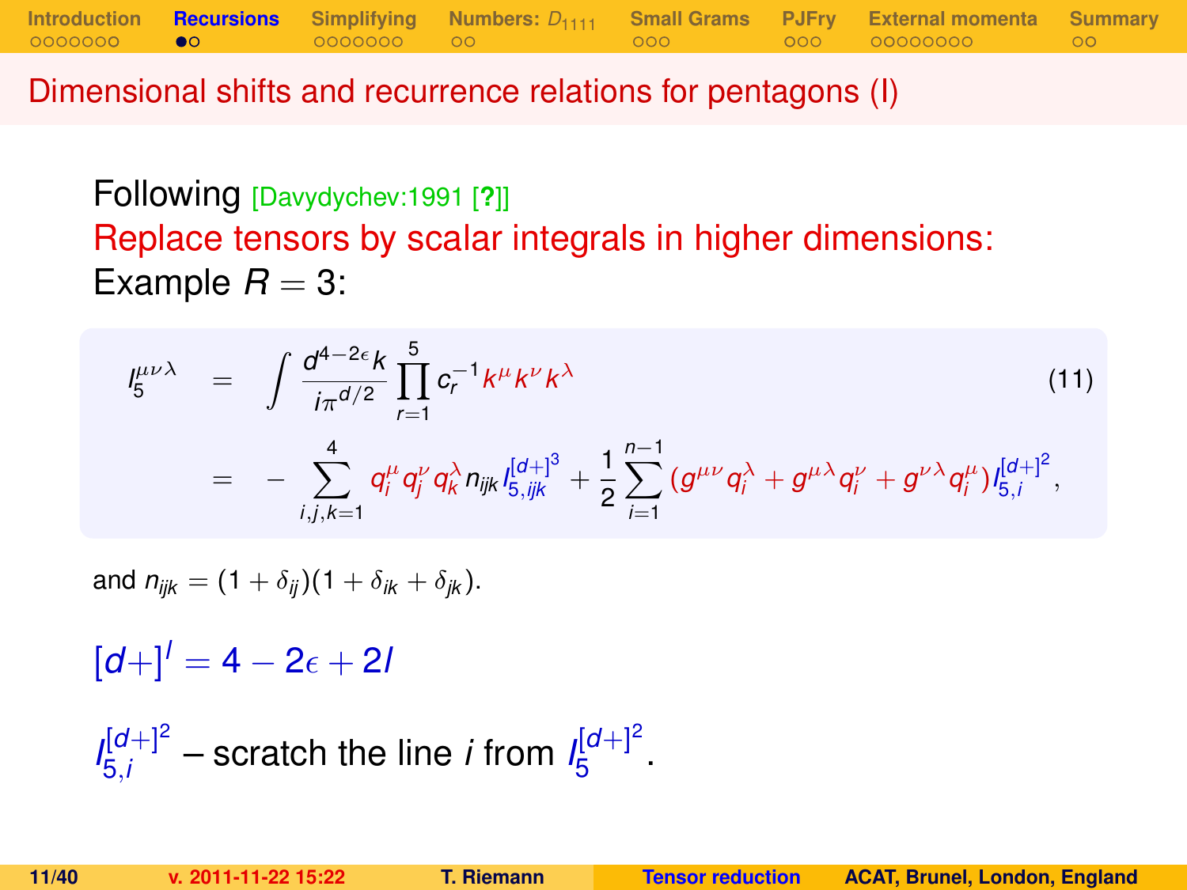# Dimensional shifts and recurrence relations for pentagons (I)

Following [Davydychev:1991 [?]]

Replace tensors by scalar integrals in higher dimensions:

Example $R = 3$:

$$
\begin{aligned}
I_5^{\mu\nu\lambda} &= \int \frac{d^{4-2\epsilon}k}{i\pi^{d/2}} \prod_{r=1}^{5} c_r^{-1} k^\mu k^\nu k^\lambda \qquad (11) \\
&= -\sum_{i,j,k=1}^{4} q_i^\mu q_j^\nu q_k^\lambda n_{ijk} I_{5,ijk}^{[d+]^3} + \frac{1}{2}\sum_{i=1}^{n-1} (g^{\mu\nu} q_i^\lambda + g^{\mu\lambda} q_i^\nu + g^{\nu\lambda} q_i^\mu) I_{5,i}^{[d+]^2},
\end{aligned}
$$

and $n_{ijk} = (1 + \delta_{ij})(1 + \delta_{ik} + \delta_{jk})$.

$[d+]^l = 4 - 2\epsilon + 2l$

$I_{5,i}^{[d+]^2}$ – scratch the line $i$ from $I_5^{[d+]^2}$.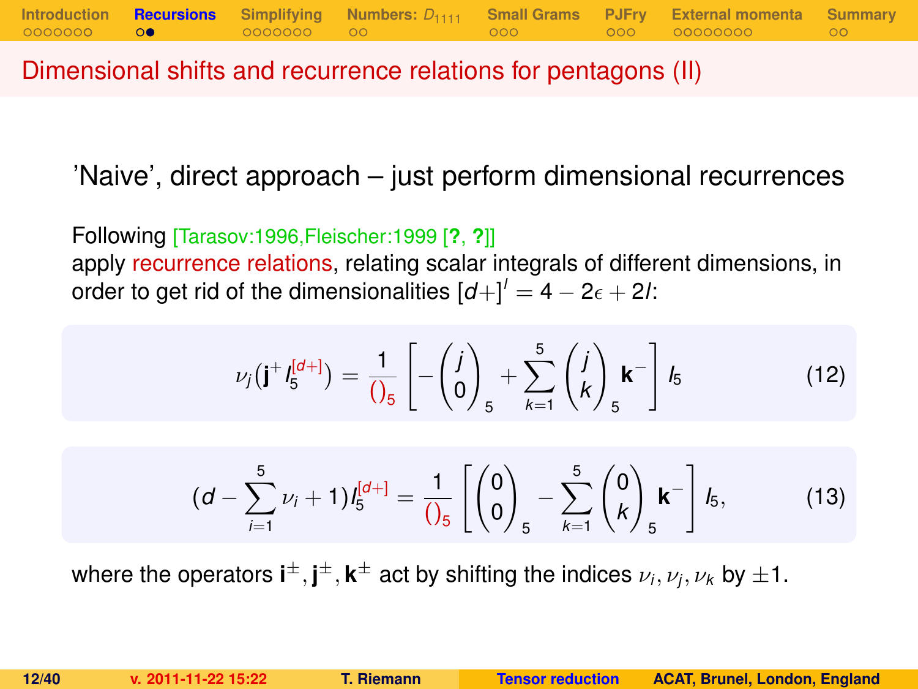# Dimensional shifts and recurrence relations for pentagons (II)

'Naive', direct approach – just perform dimensional recurrences

Following [Tarasov:1996,Fleischer:1999 [?, ?]]
apply recurrence relations, relating scalar integrals of different dimensions, in order to get rid of the dimensionalities $[d+]^l = 4 - 2\epsilon + 2l$:

$$\nu_j(\mathbf{j}^+ I_5^{[d+]}) = \frac{1}{()_5}\left[-\begin{pmatrix} j \\ 0 \end{pmatrix}_5 + \sum_{k=1}^{5} \begin{pmatrix} j \\ k \end{pmatrix}_5 \mathbf{k}^-\right] I_5 \tag{12}$$

$$(d - \sum_{i=1}^{5} \nu_i + 1) I_5^{[d+]} = \frac{1}{()_5}\left[\begin{pmatrix} 0 \\ 0 \end{pmatrix}_5 - \sum_{k=1}^{5} \begin{pmatrix} 0 \\ k \end{pmatrix}_5 \mathbf{k}^-\right] I_5, \tag{13}$$

where the operators $\mathbf{i}^\pm, \mathbf{j}^\pm, \mathbf{k}^\pm$ act by shifting the indices $\nu_i, \nu_j, \nu_k$ by $\pm 1$.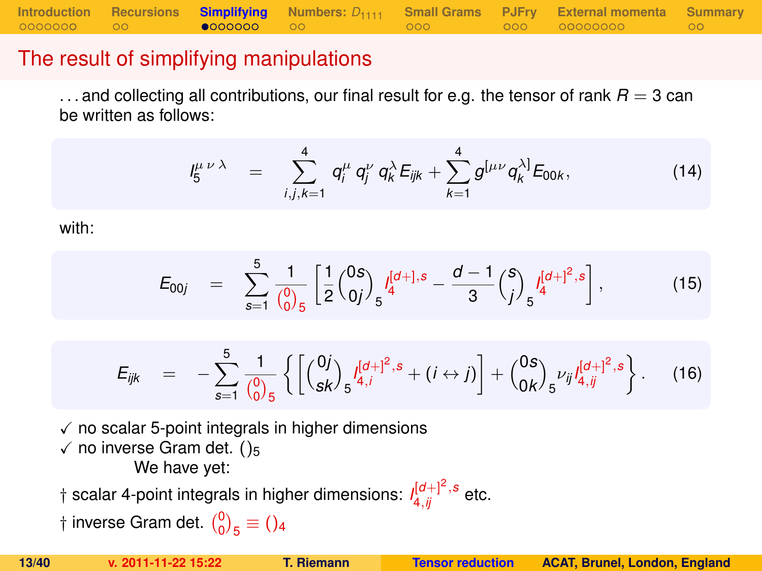# The result of simplifying manipulations

...and collecting all contributions, our final result for e.g. the tensor of rank $R = 3$ can be written as follows:

$$I_5^{\mu\,\nu\,\lambda} \quad = \quad \sum_{i,j,k=1}^{4} q_i^\mu \, q_j^\nu \, q_k^\lambda E_{ijk} + \sum_{k=1}^{4} g^{[\mu\nu} q_k^{\lambda]} E_{00k}, \tag{14}$$

with:

$$E_{00j} \quad = \quad \sum_{s=1}^{5} \frac{1}{\binom{0}{0}_5} \left[ \frac{1}{2} \binom{0s}{0j}_5 I_4^{[d+],s} - \frac{d-1}{3} \binom{s}{j}_5 I_4^{[d+]^2,s} \right], \tag{15}$$

$$E_{ijk} \quad = \quad - \sum_{s=1}^{5} \frac{1}{\binom{0}{0}_5} \left\{ \left[ \binom{0j}{sk}_5 I_{4,i}^{[d+]^2,s} + (i \leftrightarrow j) \right] + \binom{0s}{0k}_5 \nu_{ij} I_{4,ij}^{[d+]^2,s} \right\}. \tag{16}$$

✓ no scalar 5-point integrals in higher dimensions
✓ no inverse Gram det. $()_5$

We have yet:

† scalar 4-point integrals in higher dimensions: $I_{4,ij}^{[d+]^2,s}$ etc.

† inverse Gram det. $\binom{0}{0}_5 \equiv ()_4$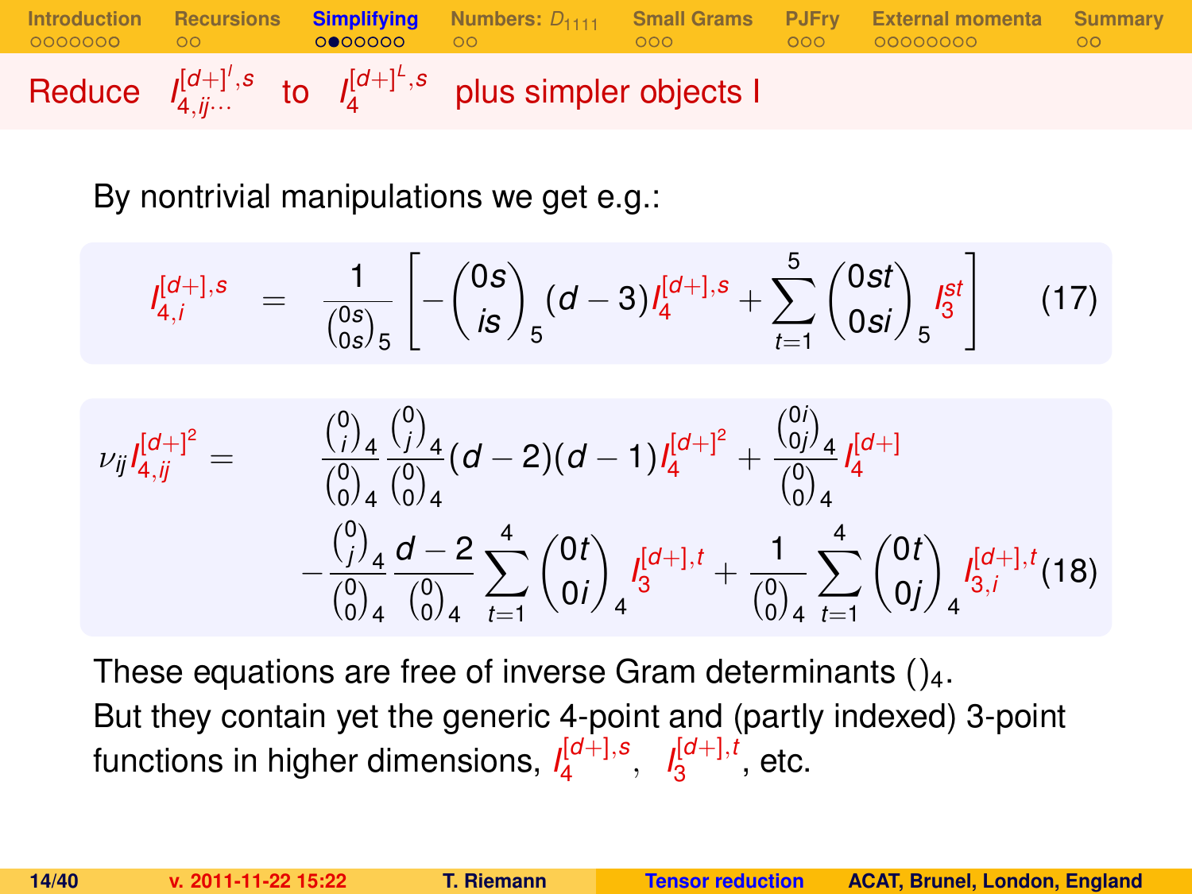## Reduce $I_{4,ij\cdots}^{[d+]^l,s}$ to $I_4^{[d+]^L,s}$ plus simpler objects I

By nontrivial manipulations we get e.g.:

$$I_{4,i}^{[d+],s} = \frac{1}{\binom{0s}{0s}_5}\left[-\binom{0s}{is}_5 (d-3) I_4^{[d+],s} + \sum_{t=1}^{5} \binom{0st}{0si}_5 I_3^{st}\right] \tag{17}$$

$$\begin{aligned}
\nu_{ij} I_{4,ij}^{[d+]^2} = & \frac{\binom{0}{i}_4}{\binom{0}{0}_4}\frac{\binom{0}{j}_4}{\binom{0}{0}_4}(d-2)(d-1) I_4^{[d+]^2} + \frac{\binom{0i}{0j}_4}{\binom{0}{0}_4} I_4^{[d+]} \\
& - \frac{\binom{0}{j}_4}{\binom{0}{0}_4}\frac{d-2}{\binom{0}{0}_4}\sum_{t=1}^{4}\binom{0t}{0i}_4 I_3^{[d+],t} + \frac{1}{\binom{0}{0}_4}\sum_{t=1}^{4}\binom{0t}{0j}_4 I_{3,i}^{[d+],t}
\end{aligned} \tag{18}$$

These equations are free of inverse Gram determinants $()_4$.
But they contain yet the generic 4-point and (partly indexed) 3-point functions in higher dimensions, $I_4^{[d+],s}$, $I_3^{[d+],t}$, etc.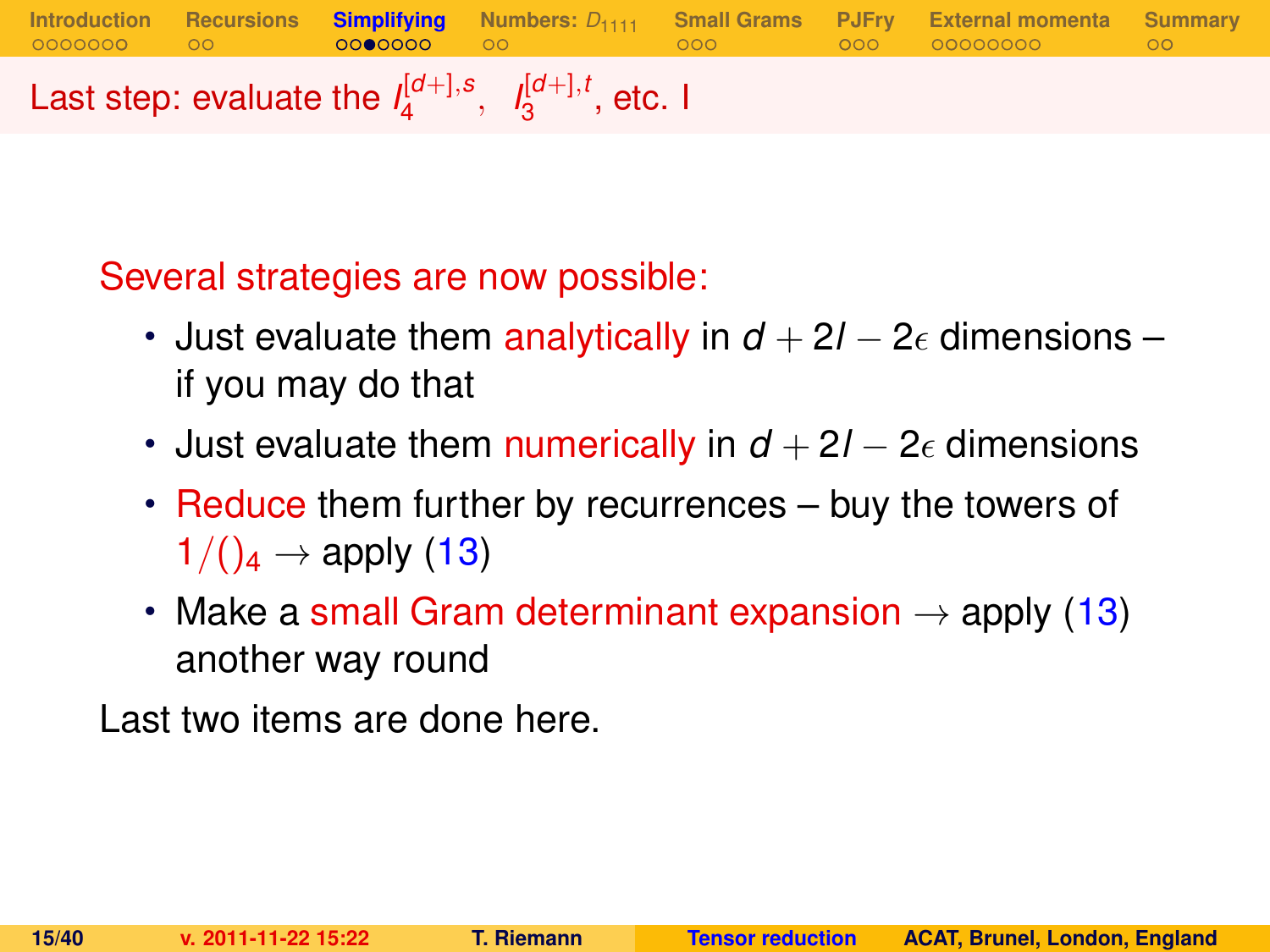## Last step: evaluate the $I_4^{[d+],s}$, $I_3^{[d+],t}$, etc. I

Several strategies are now possible:

- Just evaluate them analytically in $d+2l-2\epsilon$ dimensions – if you may do that
- Just evaluate them numerically in $d+2l-2\epsilon$ dimensions
- Reduce them further by recurrences – buy the towers of $1/()_4 \rightarrow$ apply (13)
- Make a small Gram determinant expansion $\rightarrow$ apply (13) another way round

Last two items are done here.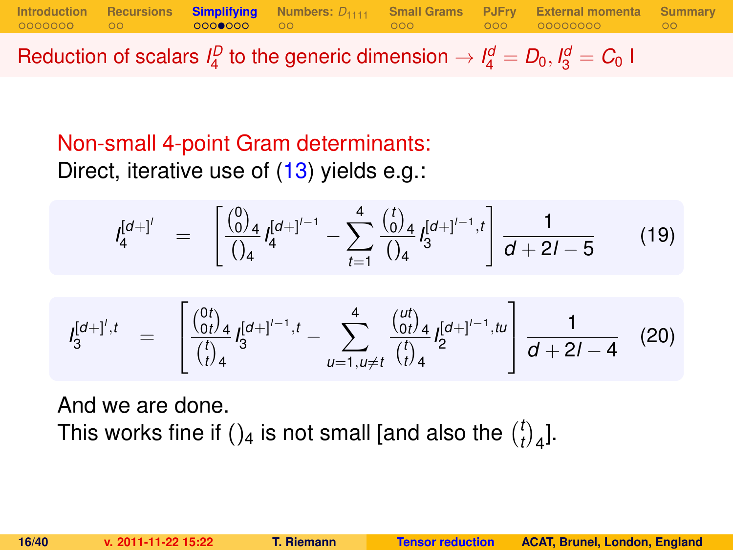# Reduction of scalars $I_4^D$ to the generic dimension $\rightarrow I_4^d = D_0, I_3^d = C_0$ I

Non-small 4-point Gram determinants:

Direct, iterative use of (13) yields e.g.:

$$I_4^{[d+]^l} = \left[ \frac{\binom{0}{0}_4}{()_4} I_4^{[d+]^{l-1}} - \sum_{t=1}^{4} \frac{\binom{t}{0}_4}{()_4} I_3^{[d+]^{l-1},t} \right] \frac{1}{d+2l-5} \qquad (19)$$

$$I_3^{[d+]^l,t} = \left[ \frac{\binom{0t}{0t}_4}{\binom{t}{t}_4} I_3^{[d+]^{l-1},t} - \sum_{u=1,u\neq t}^{4} \frac{\binom{ut}{0t}_4}{\binom{t}{t}_4} I_2^{[d+]^{l-1},tu} \right] \frac{1}{d+2l-4} \qquad (20)$$

And we are done.

This works fine if $()_4$ is not small [and also the $\binom{t}{t}_4$].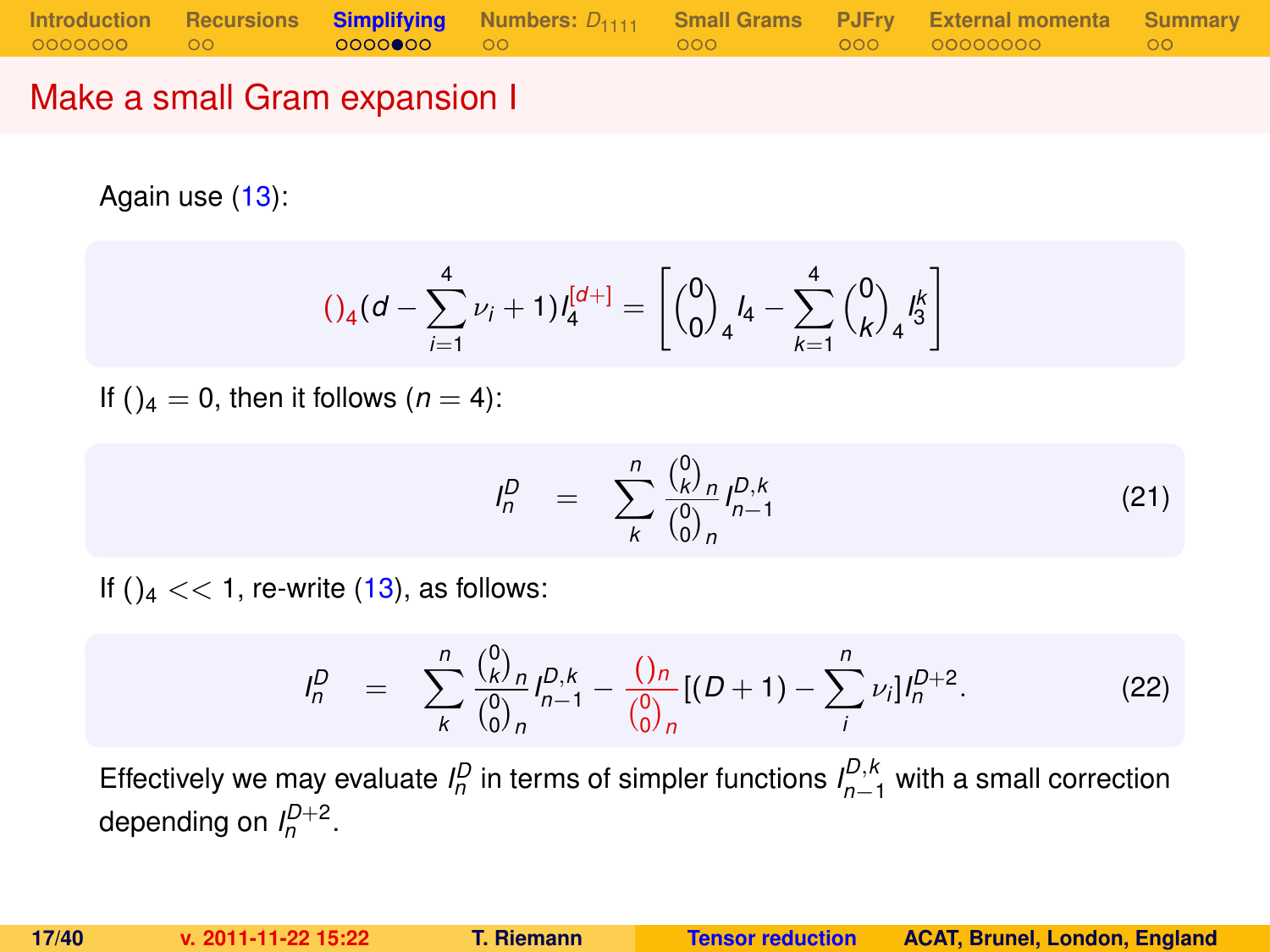# Make a small Gram expansion I

Again use (13):

$$()_4 (d - \sum_{i=1}^{4} \nu_i + 1) I_4^{[d+]} = \left[ \binom{0}{0}_4 I_4 - \sum_{k=1}^{4} \binom{0}{k}_4 I_3^k \right]$$

If $()_4 = 0$, then it follows ($n = 4$):

$$I_n^D = \sum_k^n \frac{\binom{0}{k}_n}{\binom{0}{0}_n} I_{n-1}^{D,k} \tag{21}$$

If $()_4 << 1$, re-write (13), as follows:

$$I_n^D = \sum_k^n \frac{\binom{0}{k}_n}{\binom{0}{0}_n} I_{n-1}^{D,k} - \frac{()_n}{\binom{0}{0}_n} [(D+1) - \sum_i^n \nu_i] I_n^{D+2}. \tag{22}$$

Effectively we may evaluate $I_n^D$ in terms of simpler functions $I_{n-1}^{D,k}$ with a small correction depending on $I_n^{D+2}$.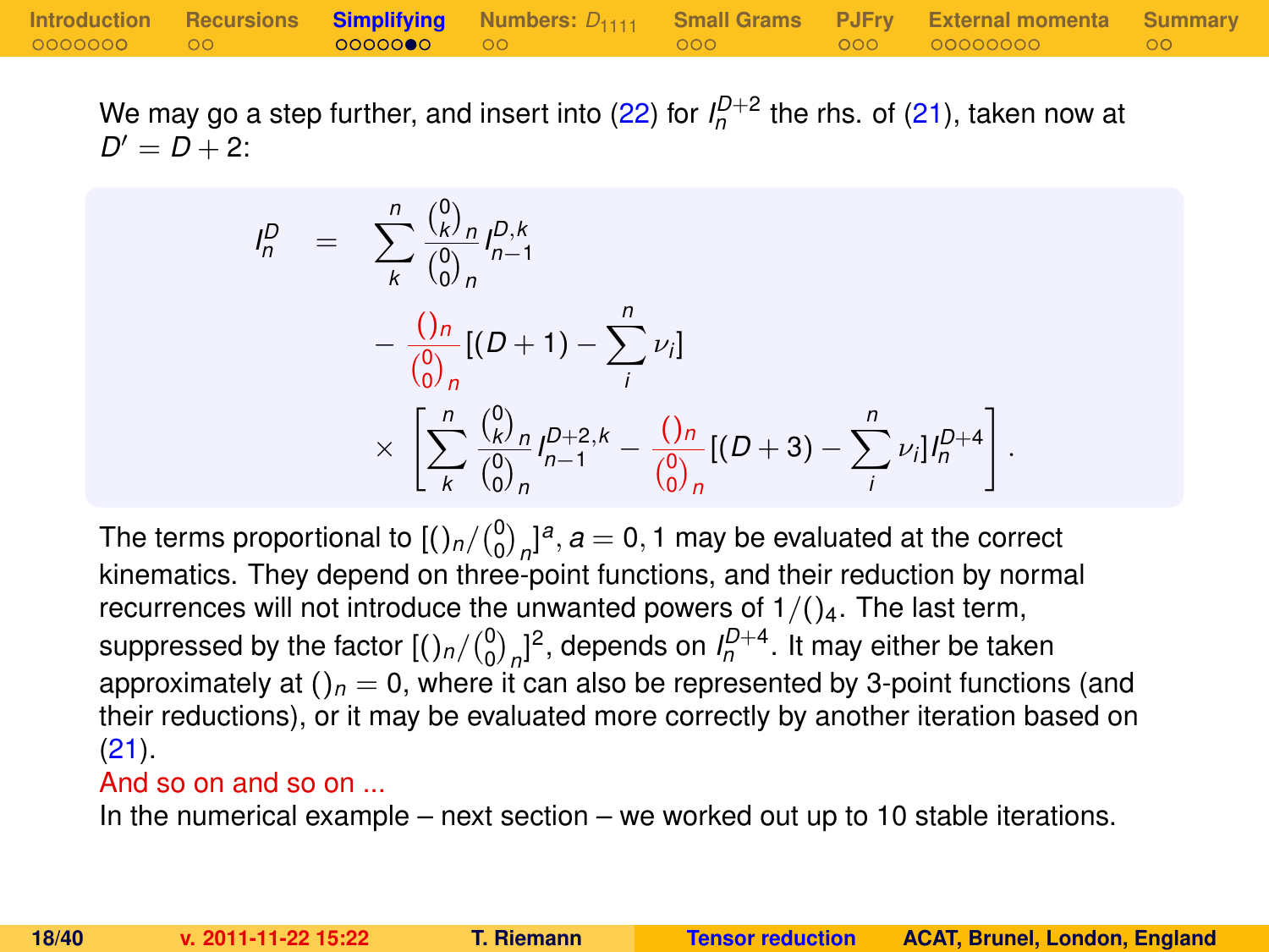We may go a step further, and insert into (22) for $I_n^{D+2}$ the rhs. of (21), taken now at $D' = D+2$:

$$
\begin{aligned}
I_n^D \;=\; & \sum_k^n \frac{\binom{0}{k}_n}{\binom{0}{0}_n} I_{n-1}^{D,k} \\
& - \frac{()_n}{\binom{0}{0}_n} [(D+1) - \sum_i^n \nu_i] \\
& \times \left[ \sum_k^n \frac{\binom{0}{k}_n}{\binom{0}{0}_n} I_{n-1}^{D+2,k} - \frac{()_n}{\binom{0}{0}_n} [(D+3) - \sum_i^n \nu_i] I_n^{D+4} \right].
\end{aligned}
$$

The terms proportional to $[()_n/\binom{0}{0}_n]^a, a = 0, 1$ may be evaluated at the correct kinematics. They depend on three-point functions, and their reduction by normal recurrences will not introduce the unwanted powers of $1/()_4$. The last term, suppressed by the factor $[()_n/\binom{0}{0}_n]^2$, depends on $I_n^{D+4}$. It may either be taken approximately at $()_n = 0$, where it can also be represented by 3-point functions (and their reductions), or it may be evaluated more correctly by another iteration based on (21).

And so on and so on ...

In the numerical example – next section – we worked out up to 10 stable iterations.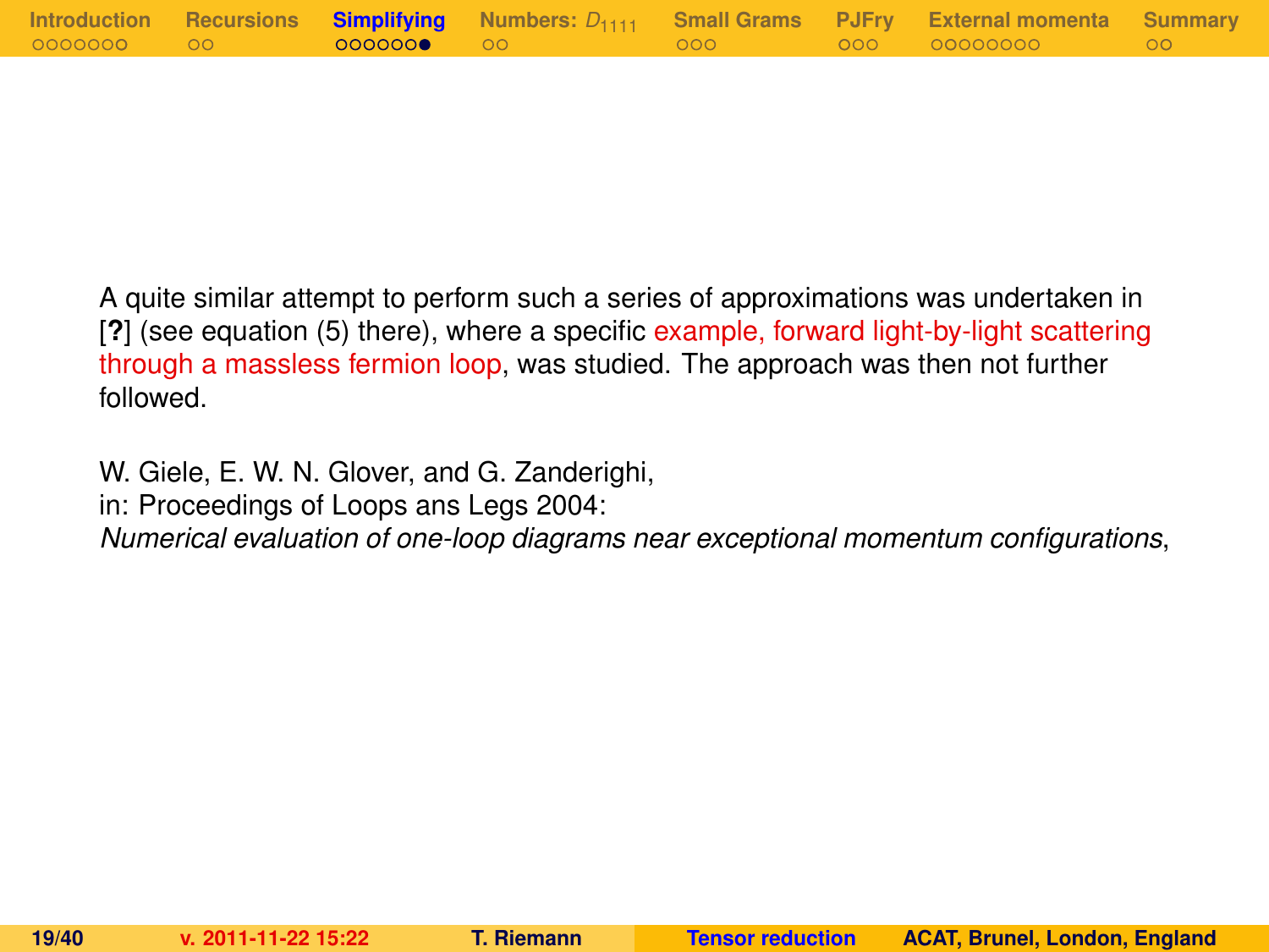A quite similar attempt to perform such a series of approximations was undertaken in [**?**] (see equation (5) there), where a specific example, forward light-by-light scattering through a massless fermion loop, was studied. The approach was then not further followed.

W. Giele, E. W. N. Glover, and G. Zanderighi,
in: Proceedings of Loops ans Legs 2004:
*Numerical evaluation of one-loop diagrams near exceptional momentum configurations*,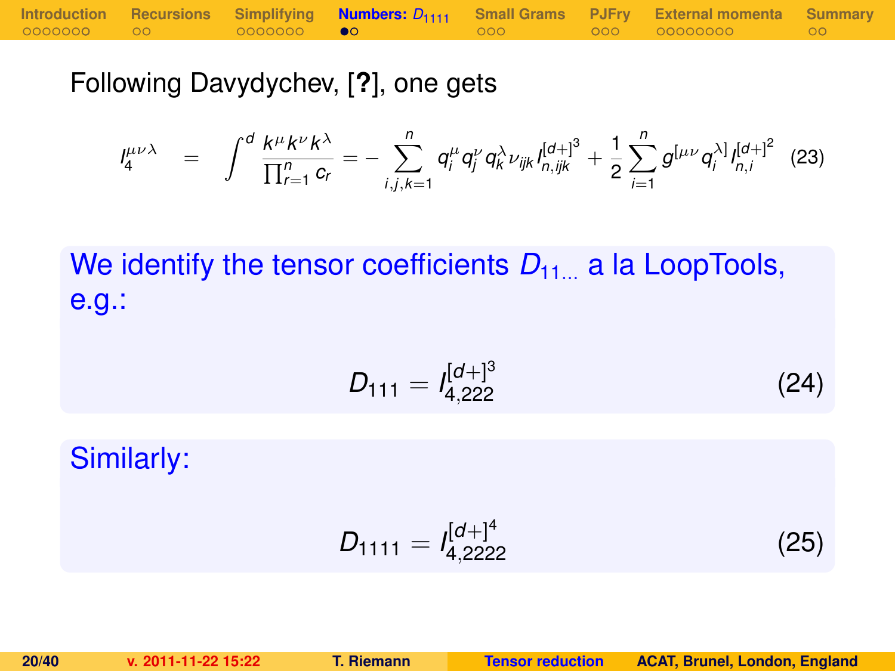Following Davydychev, [?], one gets

$$I_4^{\mu\nu\lambda} = \int^d \frac{k^\mu k^\nu k^\lambda}{\prod_{r=1}^n c_r} = -\sum_{i,j,k=1}^n q_i^\mu q_j^\nu q_k^\lambda \nu_{ijk} I_{n,ijk}^{[d+]^3} + \frac{1}{2}\sum_{i=1}^n g^{[\mu\nu} q_i^{\lambda]} I_{n,i}^{[d+]^2} \quad (23)$$

We identify the tensor coefficients $D_{11\ldots}$ a la LoopTools, e.g.:

$$D_{111} = I_{4,222}^{[d+]^3} \quad (24)$$

Similarly:

$$D_{1111} = I_{4,2222}^{[d+]^4} \quad (25)$$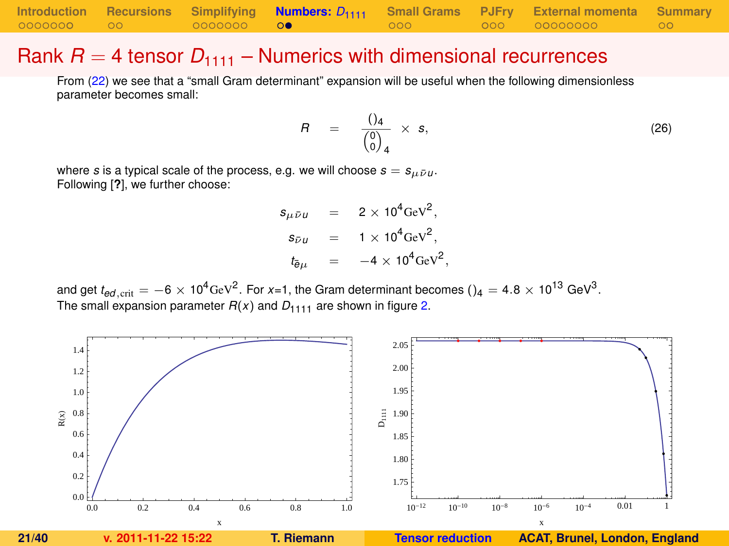# Rank $R = 4$ tensor $D_{1111}$ – Numerics with dimensional recurrences

From (22) we see that a “small Gram determinant” expansion will be useful when the following dimensionless parameter becomes small:

$$R = \frac{()_4}{\binom{0}{0}_4} \times s, \qquad (26)$$

where $s$ is a typical scale of the process, e.g. we will choose $s = s_{\mu\bar{\nu}u}$.
Following [**?**], we further choose:

$$s_{\mu\bar{\nu}u} = 2 \times 10^4 \mathrm{GeV}^2,$$
$$s_{\bar{\nu}u} = 1 \times 10^4 \mathrm{GeV}^2,$$
$$t_{\bar{e}\mu} = -4 \times 10^4 \mathrm{GeV}^2,$$

and get $t_{ed,\mathrm{crit}} = -6 \times 10^4 \mathrm{GeV}^2$. For $x$=1, the Gram determinant becomes $()_4 = 4.8 \times 10^{13}$ GeV$^3$.
The small expansion parameter $R(x)$ and $D_{1111}$ are shown in figure 2.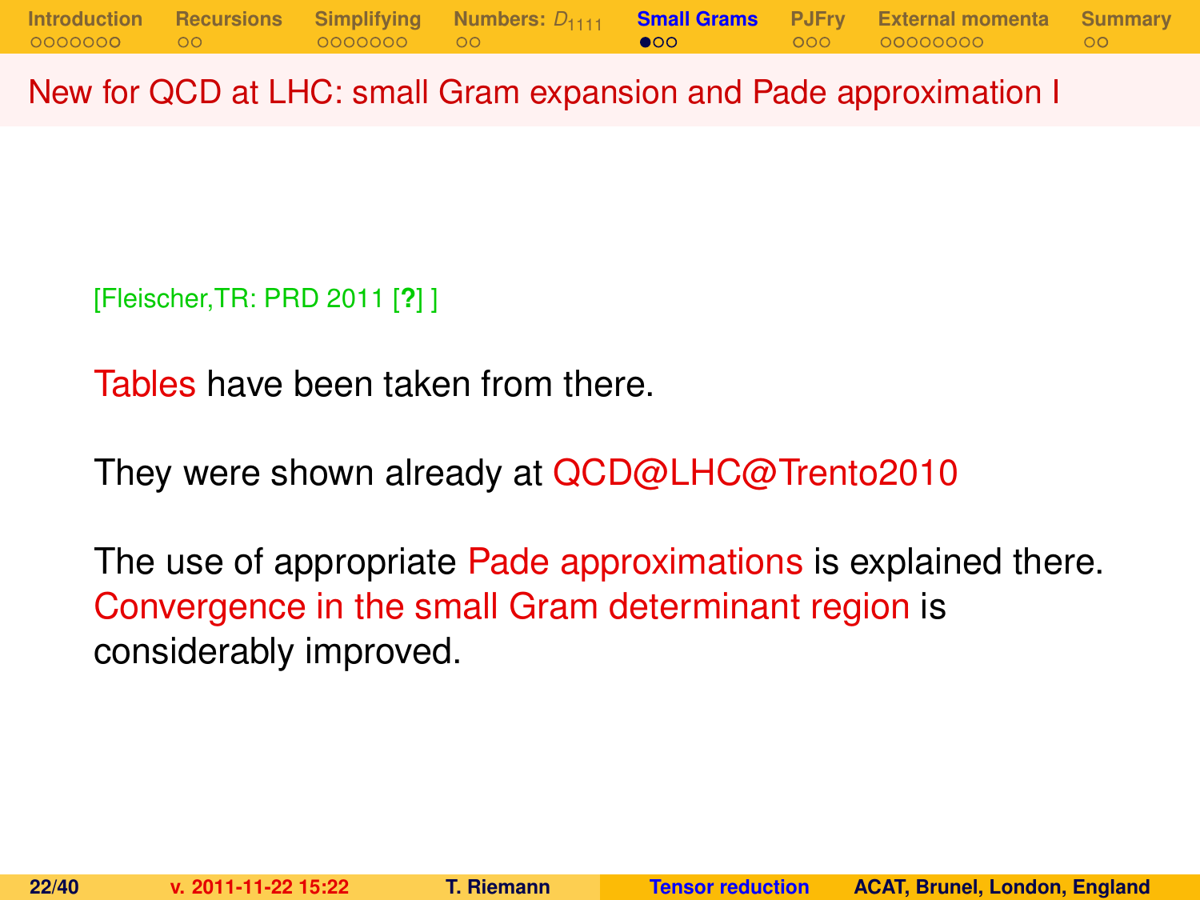## New for QCD at LHC: small Gram expansion and Pade approximation I

[Fleischer,TR: PRD 2011 [?] ]

Tables have been taken from there.

They were shown already at QCD@LHC@Trento2010

The use of appropriate Pade approximations is explained there. Convergence in the small Gram determinant region is considerably improved.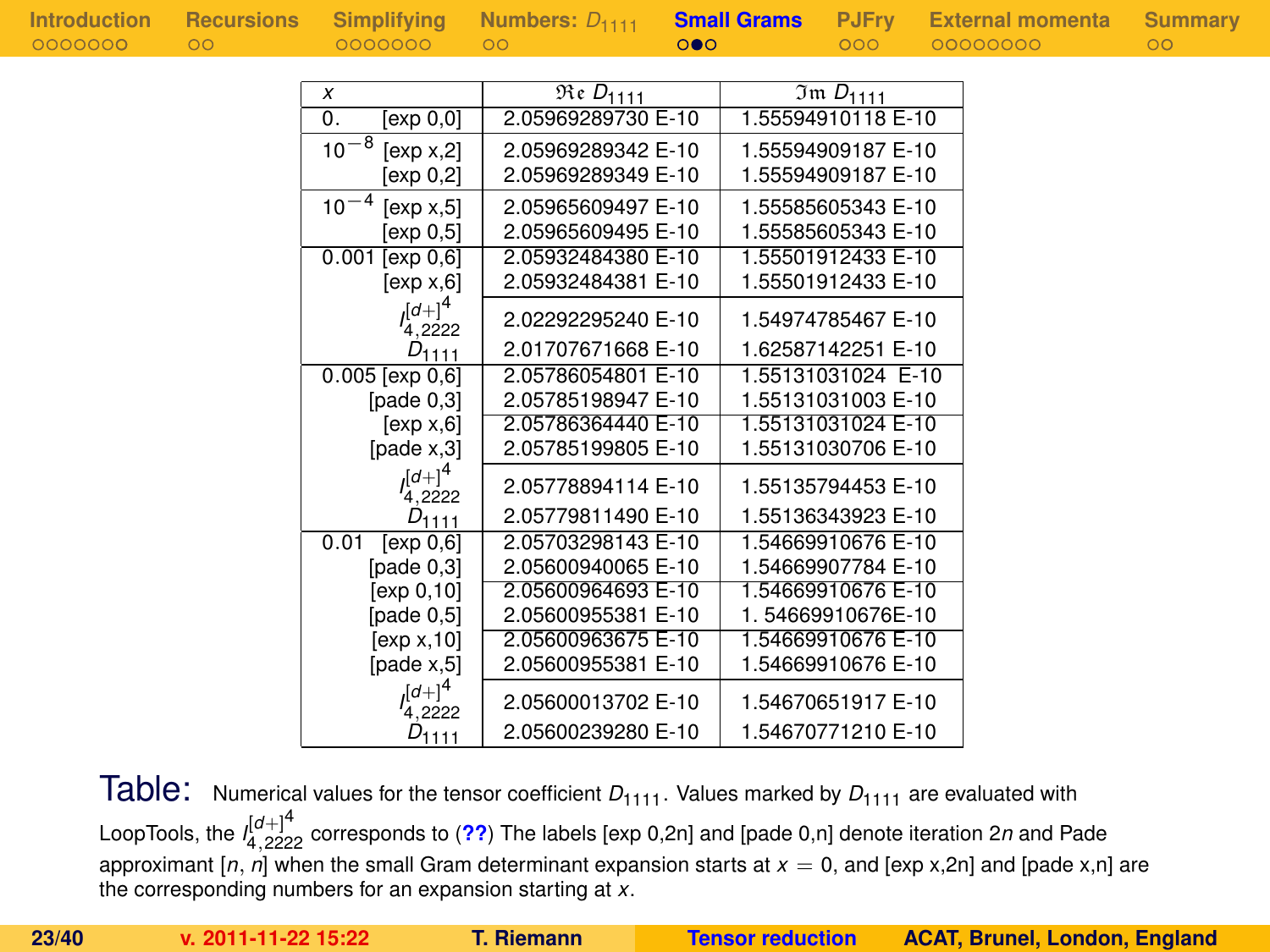| $x$ | $\Re e\ D_{1111}$ | $\Im m\ D_{1111}$ |
|---|---|---|
| 0. [exp 0,0] | 2.05969289730 E-10 | 1.55594910118 E-10 |
| $10^{-8}$ [exp x,2] | 2.05969289342 E-10 | 1.55594909187 E-10 |
| [exp 0,2] | 2.05969289349 E-10 | 1.55594909187 E-10 |
| $10^{-4}$ [exp x,5] | 2.05965609497 E-10 | 1.55585605343 E-10 |
| [exp 0,5] | 2.05965609495 E-10 | 1.55585605343 E-10 |
| 0.001 [exp 0,6] | 2.05932484380 E-10 | 1.55501912433 E-10 |
| [exp x,6] | 2.05932484381 E-10 | 1.55501912433 E-10 |
| $I_{4,2222}^{[d+]^4}$ | 2.02292295240 E-10 | 1.54974785467 E-10 |
| $D_{1111}$ | 2.01707671668 E-10 | 1.62587142251 E-10 |
| 0.005 [exp 0,6] | 2.05786054801 E-10 | 1.55131031024 E-10 |
| [pade 0,3] | 2.05785198947 E-10 | 1.55131031003 E-10 |
| [exp x,6] | 2.05786364440 E-10 | 1.55131031024 E-10 |
| [pade x,3] | 2.05785199805 E-10 | 1.55131030706 E-10 |
| $I_{4,2222}^{[d+]^4}$ | 2.05778894114 E-10 | 1.55135794453 E-10 |
| $D_{1111}$ | 2.05779811490 E-10 | 1.55136343923 E-10 |
| 0.01 [exp 0,6] | 2.05703298143 E-10 | 1.54669910676 E-10 |
| [pade 0,3] | 2.05600940065 E-10 | 1.54669907784 E-10 |
| [exp 0,10] | 2.05600964693 E-10 | 1.54669910676 E-10 |
| [pade 0,5] | 2.05600955381 E-10 | 1. 54669910676E-10 |
| [exp x,10] | 2.05600963675 E-10 | 1.54669910676 E-10 |
| [pade x,5] | 2.05600955381 E-10 | 1.54669910676 E-10 |
| $I_{4,2222}^{[d+]^4}$ | 2.05600013702 E-10 | 1.54670651917 E-10 |
| $D_{1111}$ | 2.05600239280 E-10 | 1.54670771210 E-10 |

Table: Numerical values for the tensor coefficient $D_{1111}$. Values marked by $D_{1111}$ are evaluated with LoopTools, the $I_{4,2222}^{[d+]^4}$ corresponds to (**??**) The labels [exp 0,2n] and [pade 0,n] denote iteration $2n$ and Pade approximant $[n, n]$ when the small Gram determinant expansion starts at $x = 0$, and [exp x,2n] and [pade x,n] are the corresponding numbers for an expansion starting at $x$.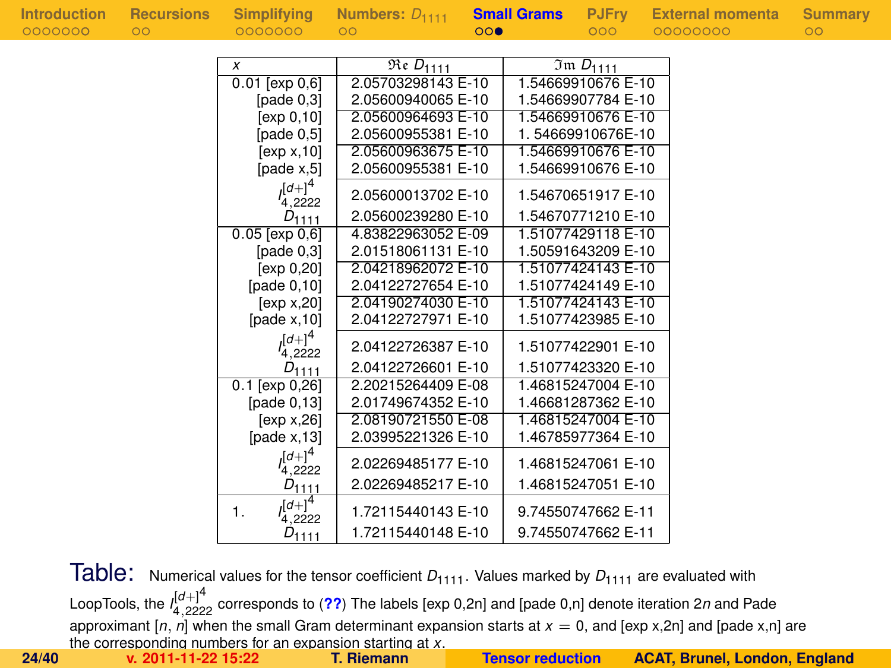| $x$ | $\Re e\, D_{1111}$ | $\Im m\, D_{1111}$ |
|---|---|---|
| 0.01 [exp 0,6] | 2.05703298143 E-10 | 1.54669910676 E-10 |
| [pade 0,3] | 2.05600940065 E-10 | 1.54669907784 E-10 |
| [exp 0,10] | 2.05600964693 E-10 | 1.54669910676 E-10 |
| [pade 0,5] | 2.05600955381 E-10 | 1. 54669910676E-10 |
| [exp x,10] | 2.05600963675 E-10 | 1.54669910676 E-10 |
| [pade x,5] | 2.05600955381 E-10 | 1.54669910676 E-10 |
| $I^{[d+]^4}_{4,2222}$ | 2.05600013702 E-10 | 1.54670651917 E-10 |
| $D_{1111}$ | 2.05600239280 E-10 | 1.54670771210 E-10 |
| 0.05 [exp 0,6] | 4.83822963052 E-09 | 1.51077429118 E-10 |
| [pade 0,3] | 2.01518061131 E-10 | 1.50591643209 E-10 |
| [exp 0,20] | 2.04218962072 E-10 | 1.51077424143 E-10 |
| [pade 0,10] | 2.04122727654 E-10 | 1.51077424149 E-10 |
| [exp x,20] | 2.04190274030 E-10 | 1.51077424143 E-10 |
| [pade x,10] | 2.04122727971 E-10 | 1.51077423985 E-10 |
| $I^{[d+]^4}_{4,2222}$ | 2.04122726387 E-10 | 1.51077422901 E-10 |
| $D_{1111}$ | 2.04122726601 E-10 | 1.51077423320 E-10 |
| 0.1 [exp 0,26] | 2.20215264409 E-08 | 1.46815247004 E-10 |
| [pade 0,13] | 2.01749674352 E-10 | 1.46681287362 E-10 |
| [exp x,26] | 2.08190721550 E-08 | 1.46815247004 E-10 |
| [pade x,13] | 2.03995221326 E-10 | 1.46785977364 E-10 |
| $I^{[d+]^4}_{4,2222}$ | 2.02269485177 E-10 | 1.46815247061 E-10 |
| $D_{1111}$ | 2.02269485217 E-10 | 1.46815247051 E-10 |
| 1. $I^{[d+]^4}_{4,2222}$ | 1.72115440143 E-10 | 9.74550747662 E-11 |
| $D_{1111}$ | 1.72115440148 E-10 | 9.74550747662 E-11 |

Table: Numerical values for the tensor coefficient $D_{1111}$. Values marked by $D_{1111}$ are evaluated with LoopTools, the $I^{[d+]^4}_{4,2222}$ corresponds to (??) The labels [exp 0,2n] and [pade 0,n] denote iteration $2n$ and Pade approximant $[n, n]$ when the small Gram determinant expansion starts at $x = 0$, and [exp x,2n] and [pade x,n] are the corresponding numbers for an expansion starting at $x$.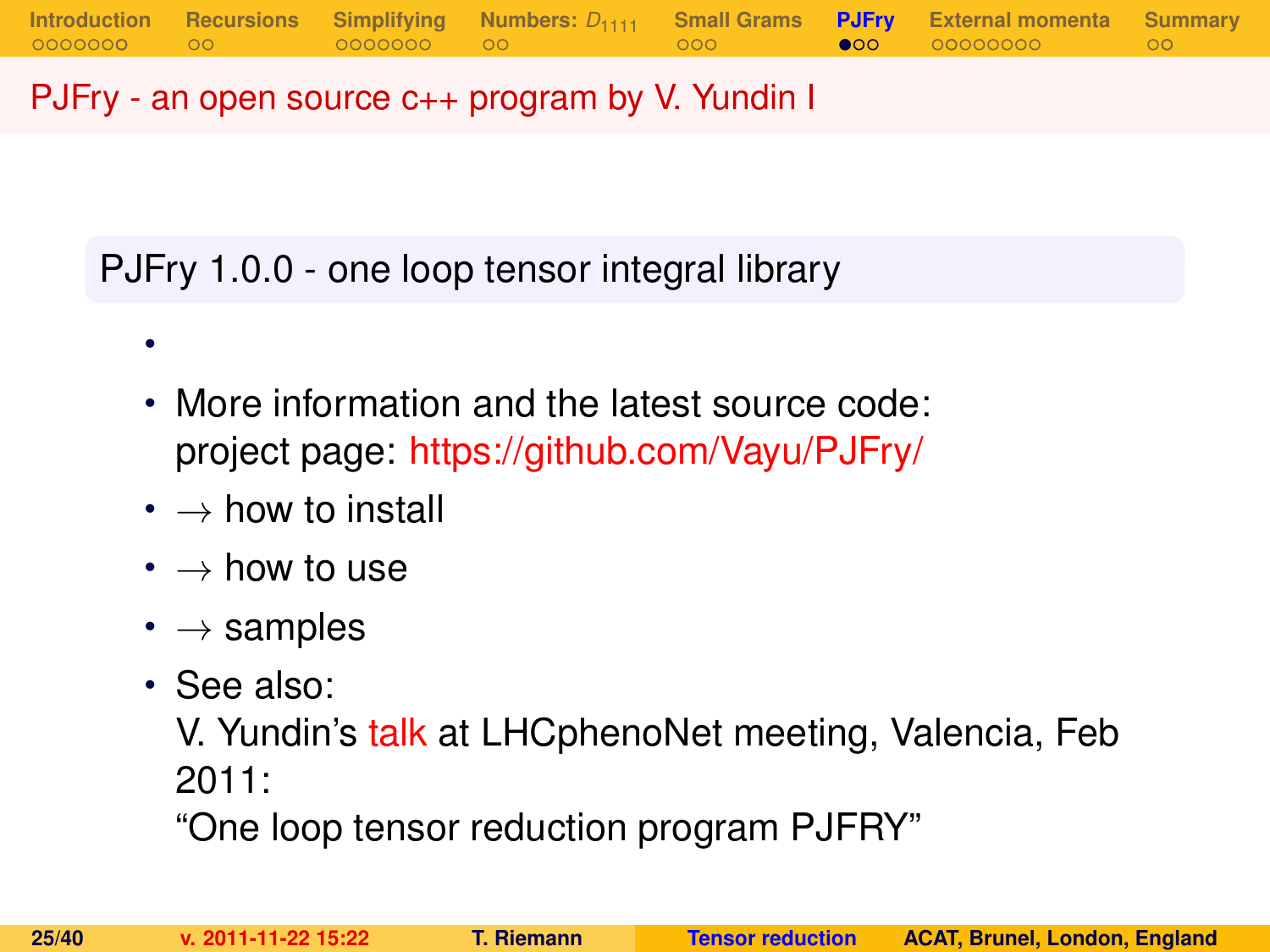## PJFry - an open source c++ program by V. Yundin I

### PJFry 1.0.0 - one loop tensor integral library

- 
- More information and the latest source code:
  project page: https://github.com/Vayu/PJFry/
- $\rightarrow$ how to install
- $\rightarrow$ how to use
- $\rightarrow$ samples
- See also:
  V. Yundin's talk at LHCphenoNet meeting, Valencia, Feb 2011:
  "One loop tensor reduction program PJFRY"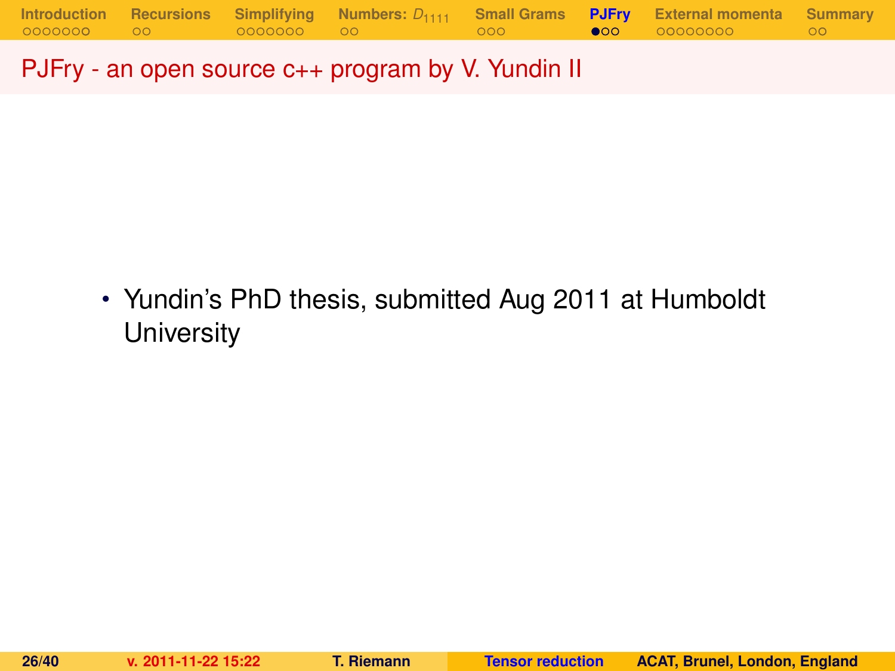## PJFry - an open source c++ program by V. Yundin II

- Yundin's PhD thesis, submitted Aug 2011 at Humboldt University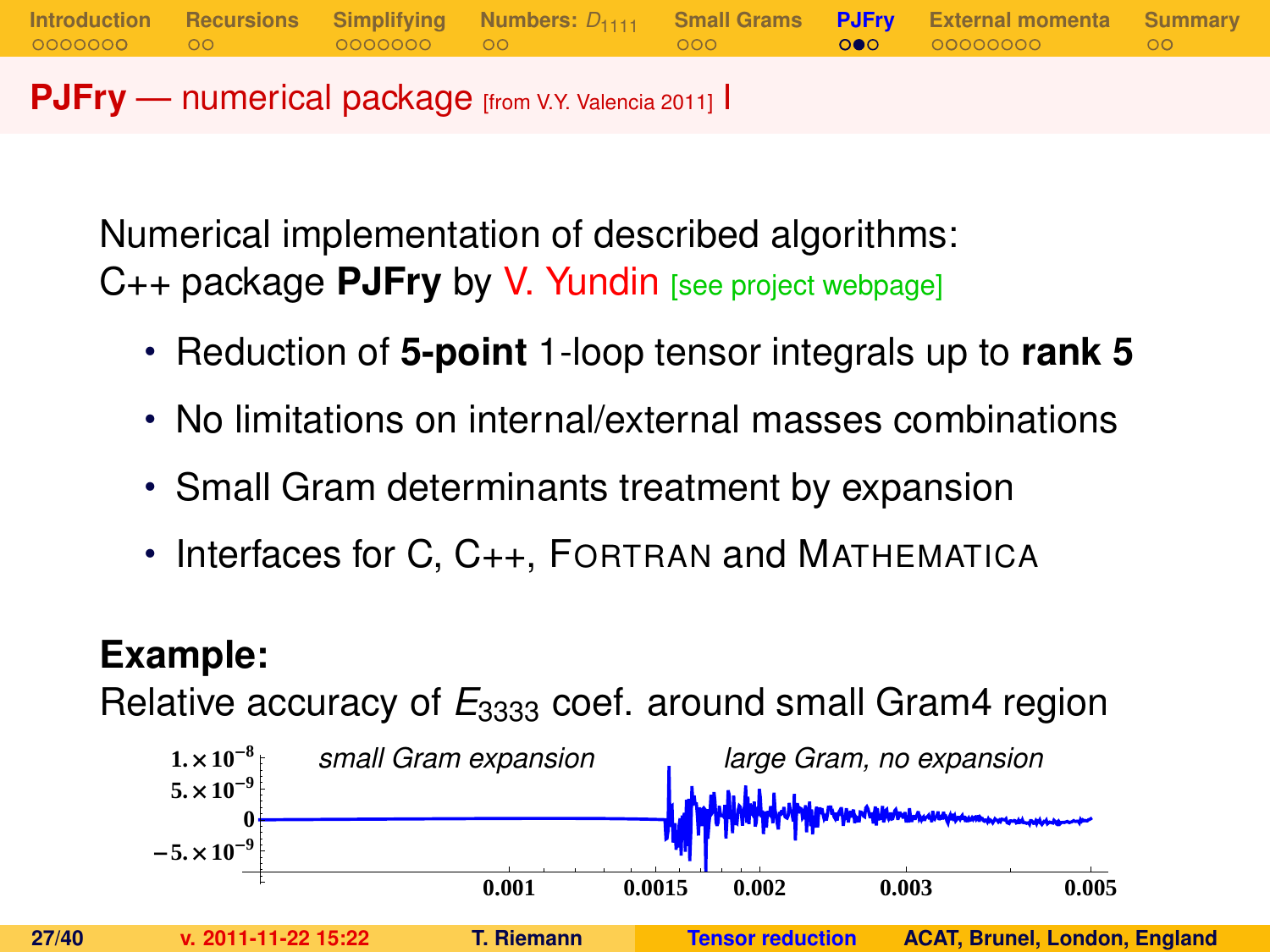## **PJFry** — numerical package [from V.Y. Valencia 2011] I

Numerical implementation of described algorithms:
C++ package **PJFry** by V. Yundin [see project webpage]

- Reduction of **5-point** 1-loop tensor integrals up to **rank 5**
- No limitations on internal/external masses combinations
- Small Gram determinants treatment by expansion
- Interfaces for C, C++, FORTRAN and MATHEMATICA

**Example:**
Relative accuracy of $E_{3333}$ coef. around small Gram4 region

*small Gram expansion* — *large Gram, no expansion*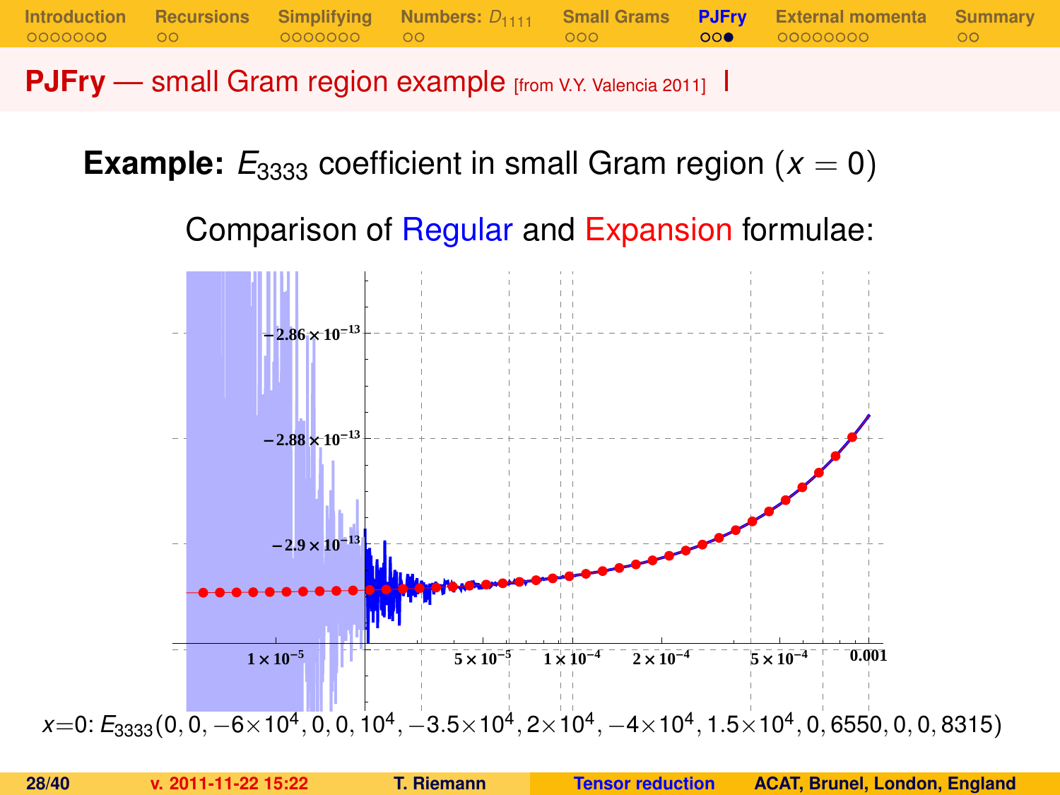# PJFry — small Gram region example [from V.Y. Valencia 2011] I

**Example:** $E_{3333}$ coefficient in small Gram region ($x = 0$)

Comparison of Regular and Expansion formulae:

$x=0$: $E_{3333}(0, 0, -6\times10^4, 0, 0, 10^4, -3.5\times10^4, 2\times10^4, -4\times10^4, 1.5\times10^4, 0, 6550, 0, 0, 8315)$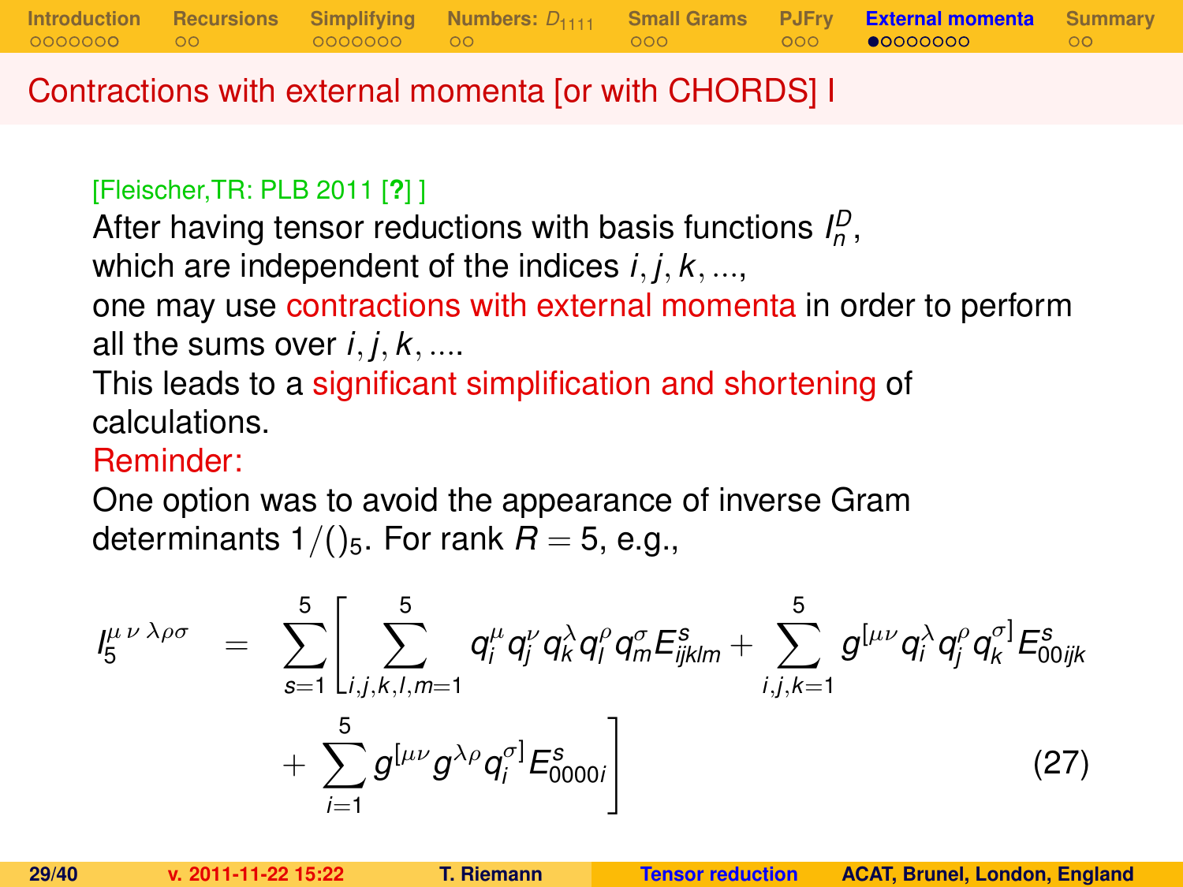## Contractions with external momenta [or with CHORDS] I

[Fleischer,TR: PLB 2011 [?] ]

After having tensor reductions with basis functions $I_n^D$, which are independent of the indices $i, j, k, ...$, one may use contractions with external momenta in order to perform all the sums over $i, j, k, ....$

This leads to a significant simplification and shortening of calculations.

Reminder:

One option was to avoid the appearance of inverse Gram determinants $1/()_5$. For rank $R = 5$, e.g.,

$$
I_5^{\mu\,\nu\,\lambda\rho\sigma} = \sum_{s=1}^{5}\left[\sum_{i,j,k,l,m=1}^{5} q_i^\mu q_j^\nu q_k^\lambda q_l^\rho q_m^\sigma E_{ijklm}^s + \sum_{i,j,k=1}^{5} g^{[\mu\nu} q_i^\lambda q_j^\rho q_k^{\sigma]} E_{00ijk}^s \right.
$$

$$
\left. + \sum_{i=1}^{5} g^{[\mu\nu} g^{\lambda\rho} q_i^{\sigma]} E_{0000i}^s \right] \qquad (27)
$$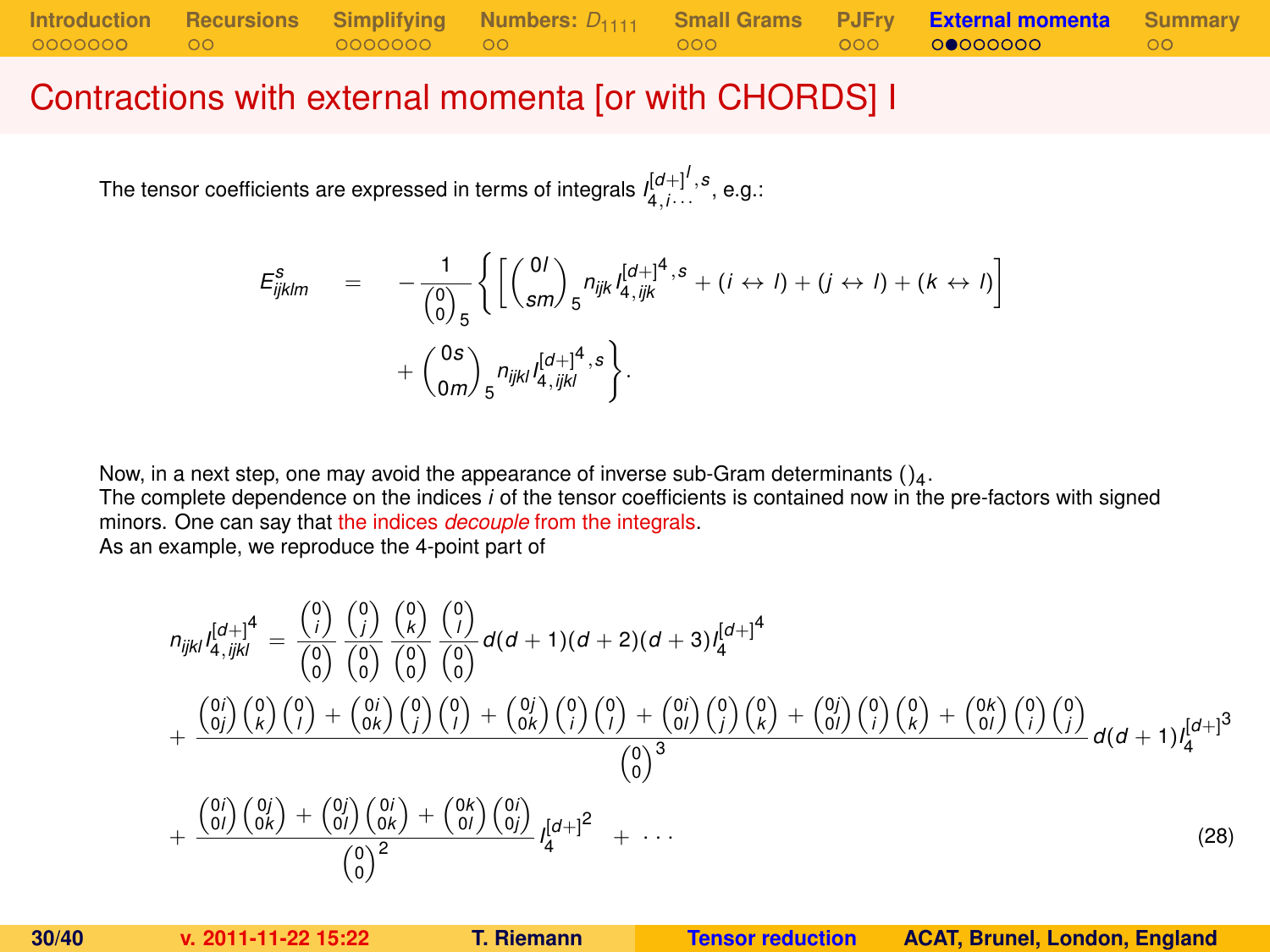# Contractions with external momenta [or with CHORDS] I

The tensor coefficients are expressed in terms of integrals $I_{4,i\cdots}^{[d+]^l,s}$, e.g.:

$$
E_{ijklm}^{s} = -\frac{1}{\binom{0}{0}_5}\left\{\left[\binom{0l}{sm}_5 n_{ijk} I_{4,ijk}^{[d+]^4,s} + (i \leftrightarrow l) + (j \leftrightarrow l) + (k \leftrightarrow l)\right] + \binom{0s}{0m}_5 n_{ijkl} I_{4,ijkl}^{[d+]^4,s}\right\}.
$$

Now, in a next step, one may avoid the appearance of inverse sub-Gram determinants $()_4$.
The complete dependence on the indices $i$ of the tensor coefficients is contained now in the pre-factors with signed minors. One can say that the indices *decouple* from the integrals.
As an example, we reproduce the 4-point part of

$$
\begin{aligned}
n_{ijkl} I_{4,ijkl}^{[d+]^4} &= \frac{\binom{0}{i}}{\binom{0}{0}}\frac{\binom{0}{j}}{\binom{0}{0}}\frac{\binom{0}{k}}{\binom{0}{0}}\frac{\binom{0}{l}}{\binom{0}{0}} d(d+1)(d+2)(d+3) I_4^{[d+]^4} \\
&+ \frac{\binom{0i}{0j}\binom{0}{k}\binom{0}{l} + \binom{0i}{0k}\binom{0}{j}\binom{0}{l} + \binom{0j}{0k}\binom{0}{i}\binom{0}{l} + \binom{0i}{0l}\binom{0}{j}\binom{0}{k} + \binom{0j}{0l}\binom{0}{i}\binom{0}{k} + \binom{0k}{0l}\binom{0}{i}\binom{0}{j}}{\binom{0}{0}^3} d(d+1) I_4^{[d+]^3} \\
&+ \frac{\binom{0i}{0l}\binom{0j}{0k} + \binom{0j}{0l}\binom{0i}{0k} + \binom{0k}{0l}\binom{0i}{0j}}{\binom{0}{0}^2} I_4^{[d+]^2} + \cdots
\end{aligned}
\tag{28}
$$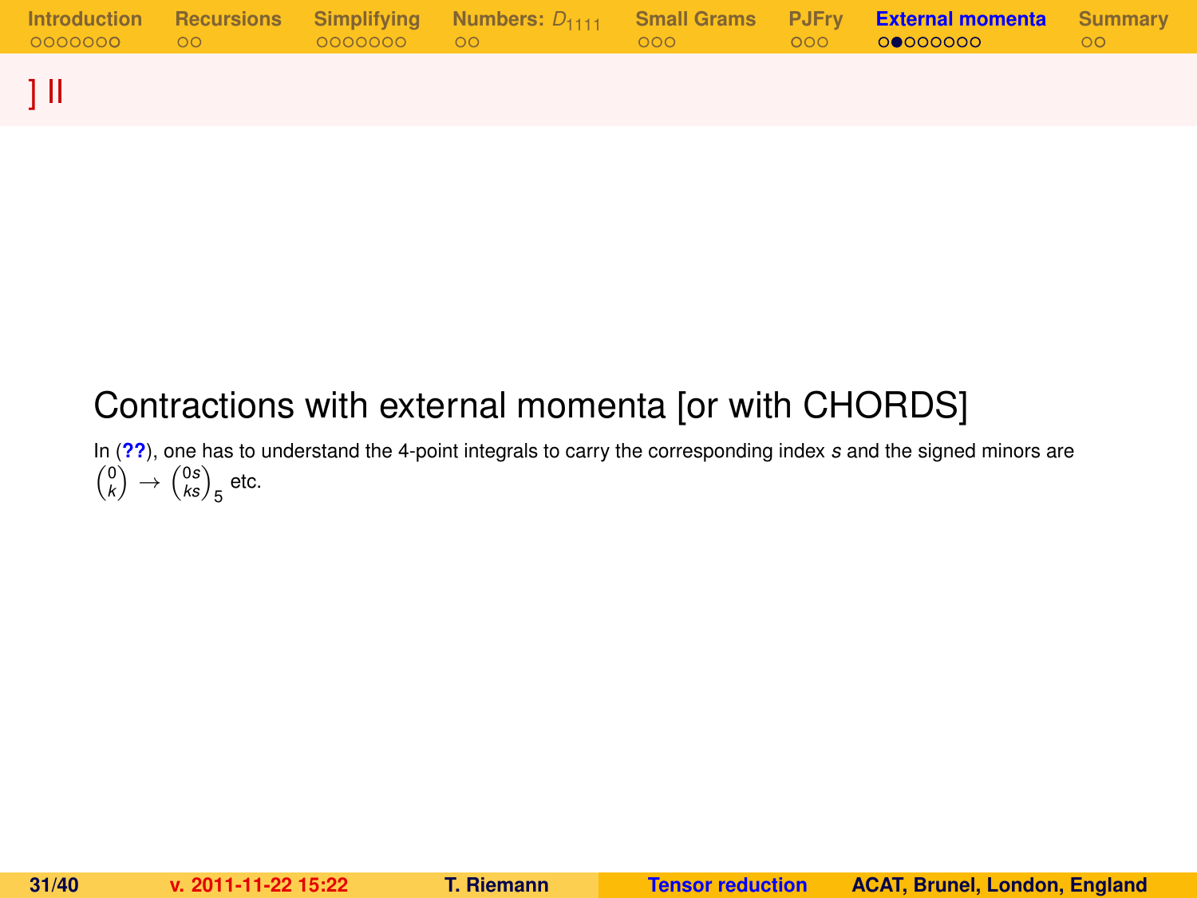# ] II

## Contractions with external momenta [or with CHORDS]

In (**??**), one has to understand the 4-point integrals to carry the corresponding index $s$ and the signed minors are $\binom{0}{k} \to \binom{0s}{ks}_5$ etc.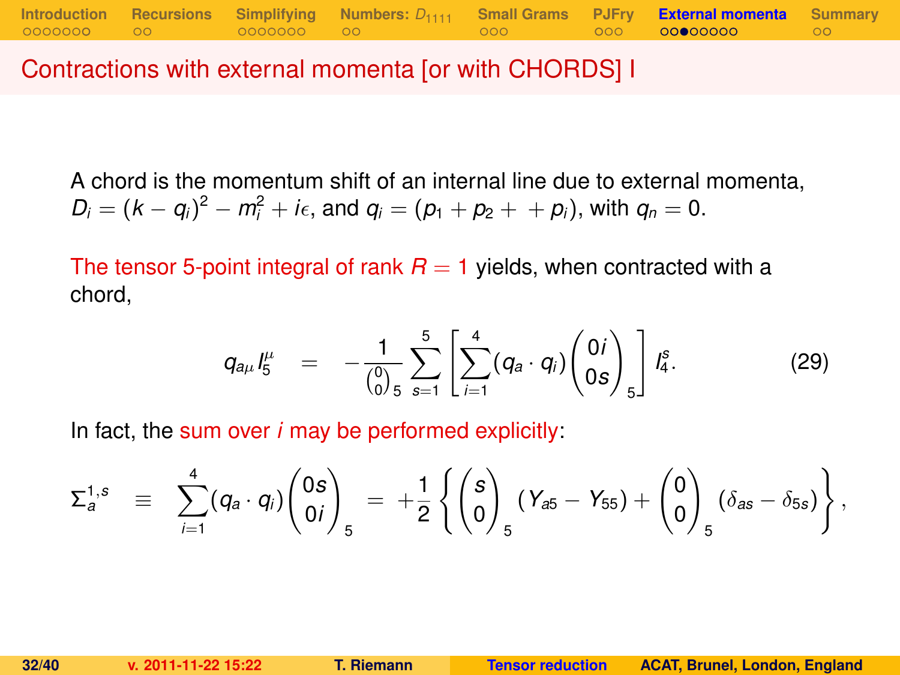# Contractions with external momenta [or with CHORDS] I

A chord is the momentum shift of an internal line due to external momenta, $D_i = (k - q_i)^2 - m_i^2 + i\epsilon$, and $q_i = (p_1 + p_2 + \; + p_i)$, with $q_n = 0$.

The tensor 5-point integral of rank $R = 1$ yields, when contracted with a chord,

$$q_{a\mu} I_5^{\mu} \quad = \quad -\frac{1}{\binom{0}{0}_5} \sum_{s=1}^{5} \left[ \sum_{i=1}^{4} (q_a \cdot q_i) \binom{0i}{0s}_5 \right] I_4^s. \tag{29}$$

In fact, the sum over $i$ may be performed explicitly:

$$\Sigma_a^{1,s} \quad \equiv \quad \sum_{i=1}^{4} (q_a \cdot q_i) \binom{0s}{0i}_5 \; = \; +\frac{1}{2} \left\{ \binom{s}{0}_5 (Y_{a5} - Y_{55}) + \binom{0}{0}_5 (\delta_{as} - \delta_{5s}) \right\},$$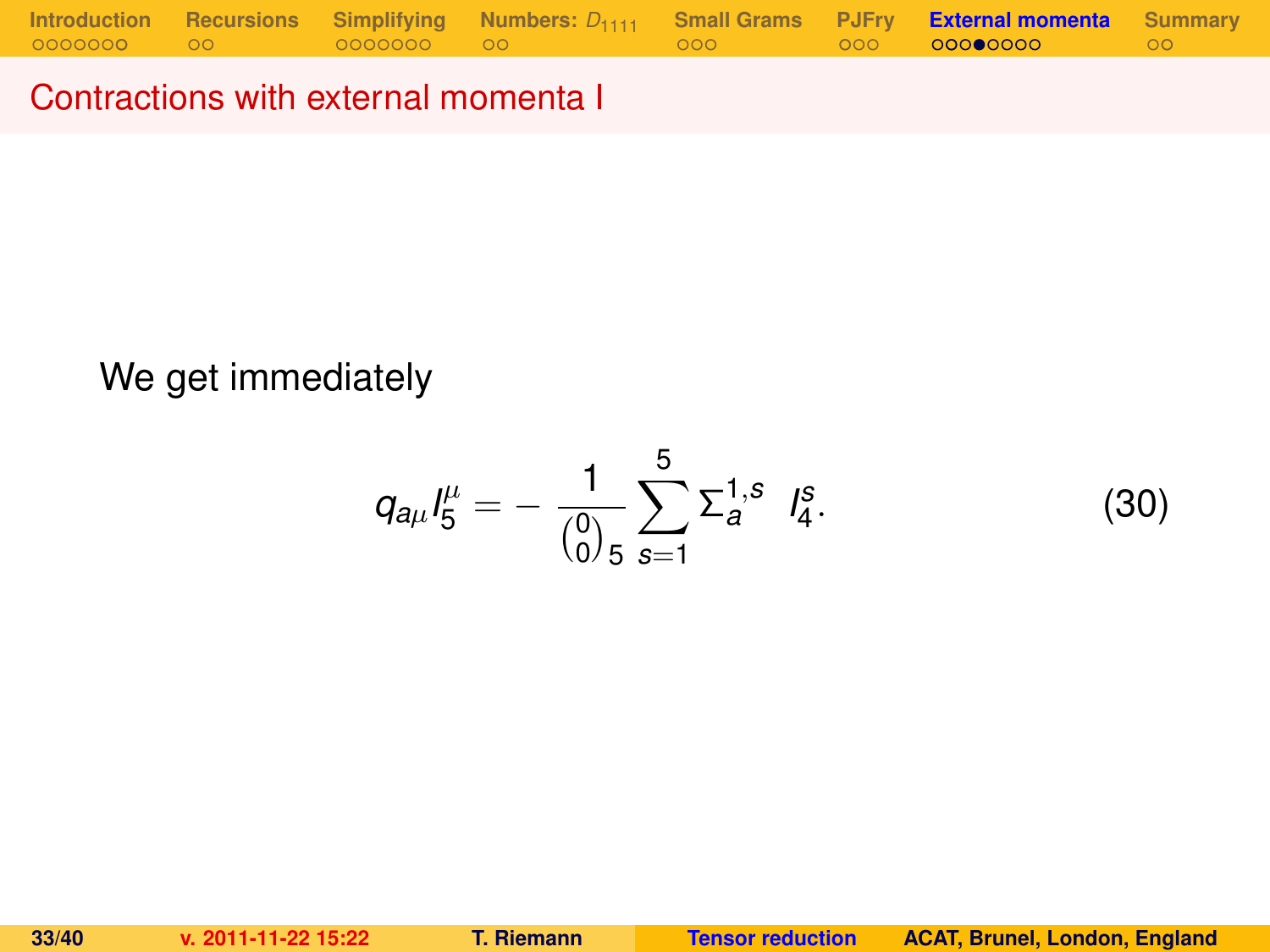## Contractions with external momenta I

We get immediately

$$q_{a\mu} I_5^{\mu} = -\frac{1}{\binom{0}{0}_5} \sum_{s=1}^{5} \Sigma_a^{1,s} \;\; I_4^s. \tag{30}$$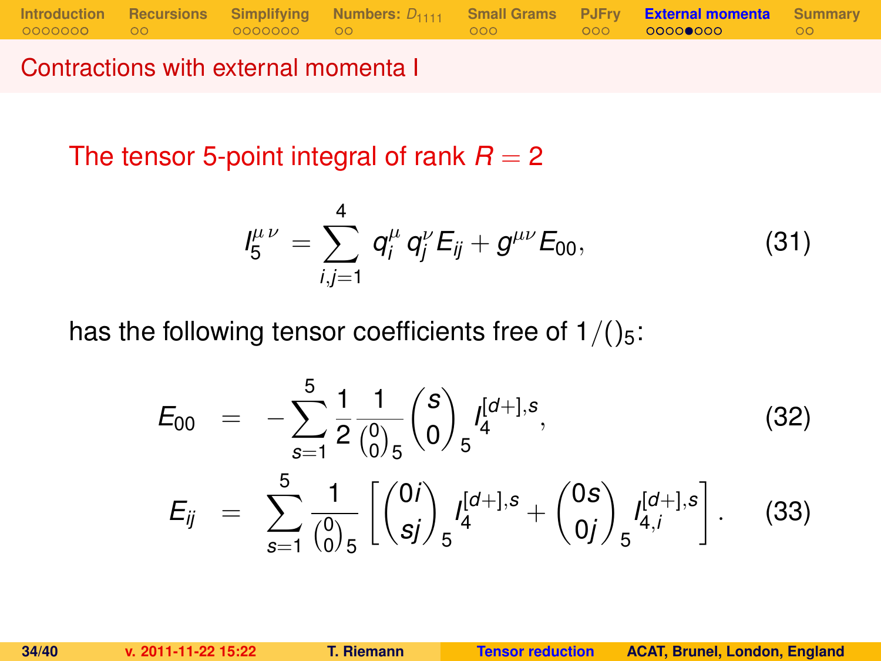## Contractions with external momenta I

The tensor 5-point integral of rank $R = 2$

$$I_5^{\mu\,\nu} = \sum_{i,j=1}^{4} q_i^{\mu}\, q_j^{\nu} E_{ij} + g^{\mu\nu} E_{00}, \tag{31}$$

has the following tensor coefficients free of $1/()_5$:

$$E_{00} = -\sum_{s=1}^{5} \frac{1}{2} \frac{1}{\binom{0}{0}_5} \binom{s}{0}_5 I_4^{[d+],s}, \tag{32}$$

$$E_{ij} = \sum_{s=1}^{5} \frac{1}{\binom{0}{0}_5} \left[ \binom{0i}{sj}_5 I_4^{[d+],s} + \binom{0s}{0j}_5 I_{4,i}^{[d+],s} \right]. \tag{33}$$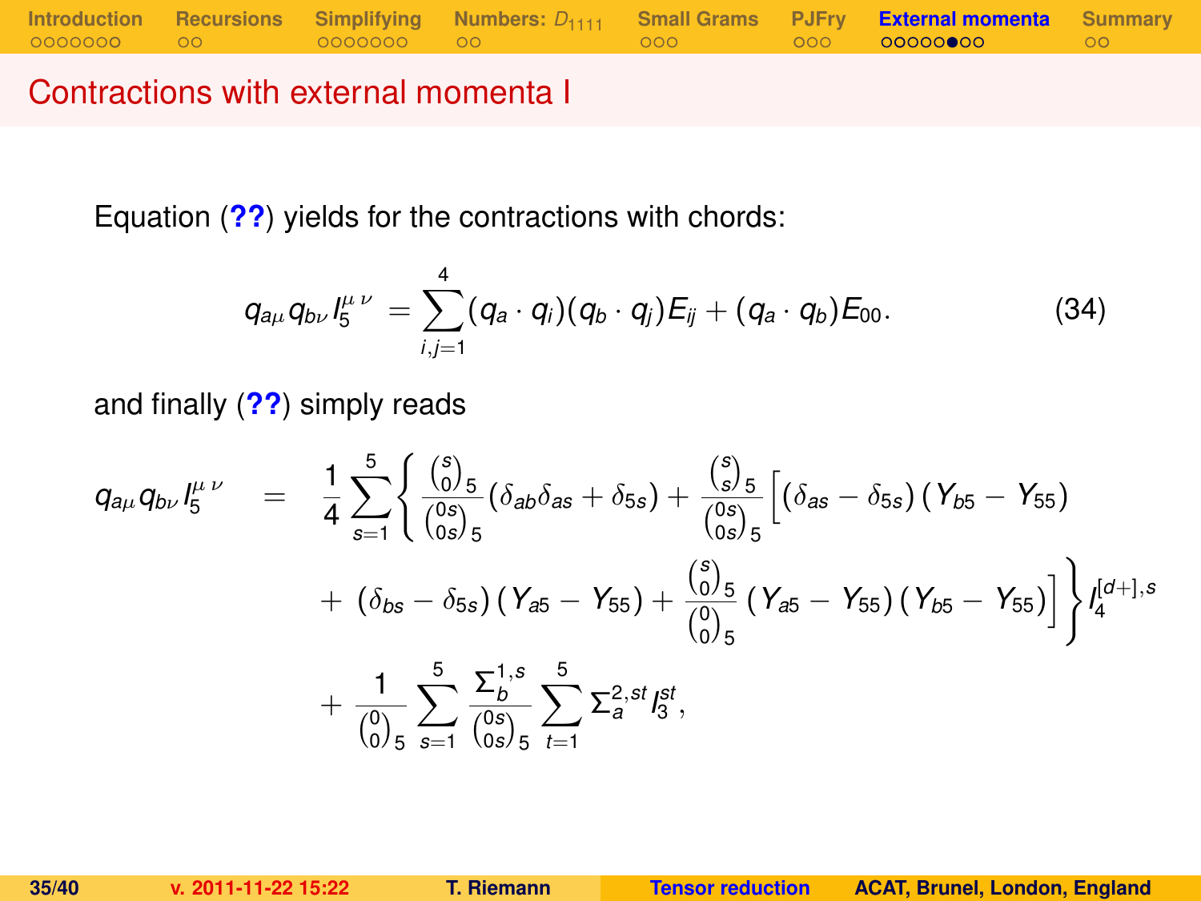## Contractions with external momenta I

Equation (**??**) yields for the contractions with chords:

$$q_{a\mu} q_{b\nu} I_5^{\mu\,\nu} = \sum_{i,j=1}^{4} (q_a \cdot q_i)(q_b \cdot q_j) E_{ij} + (q_a \cdot q_b) E_{00}. \tag{34}$$

and finally (**??**) simply reads

$$
\begin{aligned}
q_{a\mu} q_{b\nu} I_5^{\mu\,\nu} \quad = \quad & \frac{1}{4} \sum_{s=1}^{5} \Bigg\{ \frac{{s \choose 0}_5}{{0s \choose 0s}_5} \left( \delta_{ab}\delta_{as} + \delta_{5s} \right) + \frac{{s \choose s}_5}{{0s \choose 0s}_5} \Big[ \left( \delta_{as} - \delta_{5s} \right) \left( Y_{b5} - Y_{55} \right) \\
& + \left( \delta_{bs} - \delta_{5s} \right) \left( Y_{a5} - Y_{55} \right) + \frac{{s \choose 0}_5}{{0 \choose 0}_5} \left( Y_{a5} - Y_{55} \right) \left( Y_{b5} - Y_{55} \right) \Big] \Bigg\} I_4^{[d+],s} \\
& + \frac{1}{{0 \choose 0}_5} \sum_{s=1}^{5} \frac{\Sigma_b^{1,s}}{{0s \choose 0s}_5} \sum_{t=1}^{5} \Sigma_a^{2,st} I_3^{st},
\end{aligned}
$$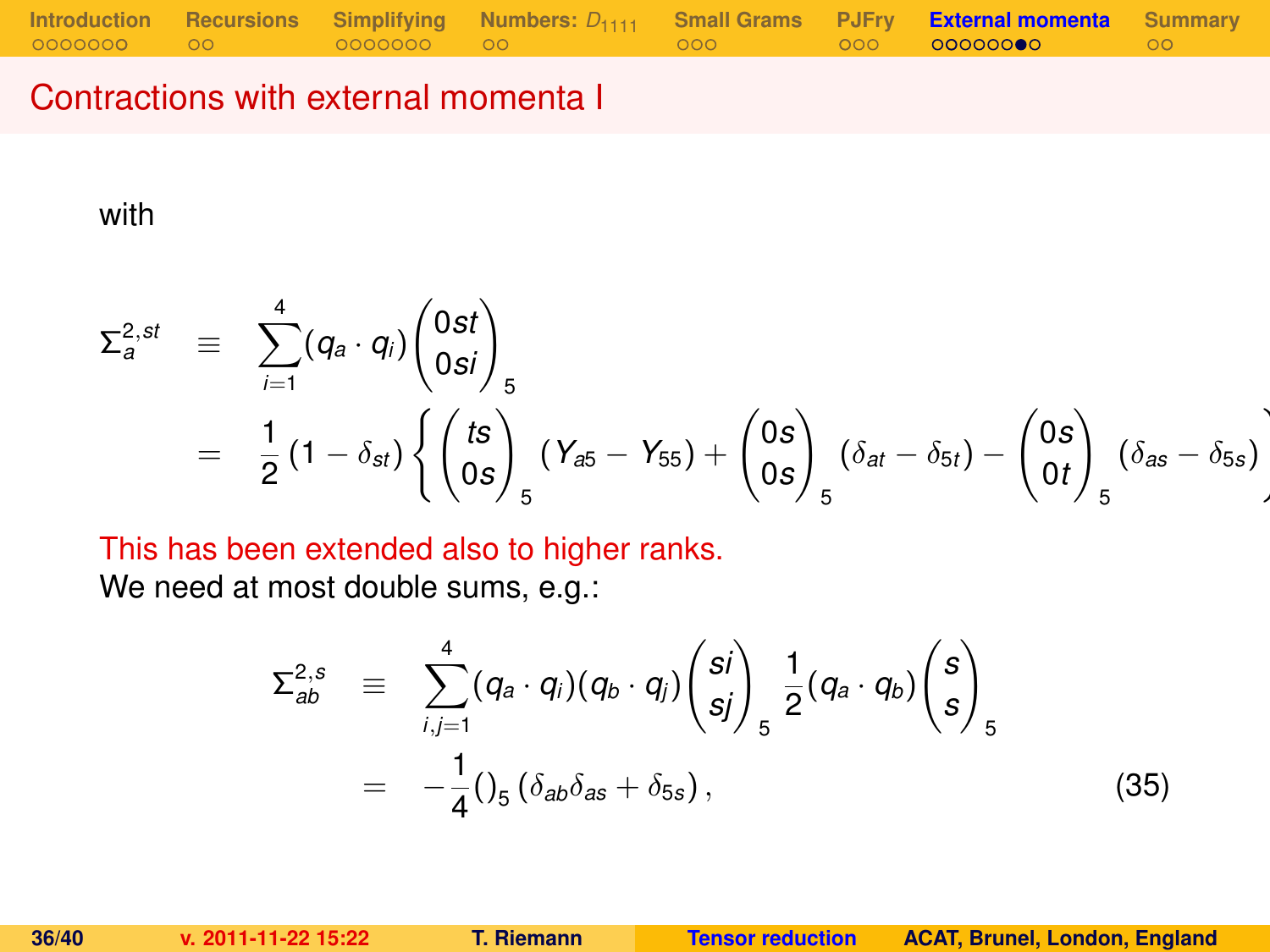## Contractions with external momenta I

with

$$
\begin{aligned}
\Sigma_a^{2,st} &\equiv \sum_{i=1}^{4} (q_a \cdot q_i) \binom{0st}{0si}_5 \\
&= \frac{1}{2}(1-\delta_{st}) \left\{ \binom{ts}{0s}_5 (Y_{a5} - Y_{55}) + \binom{0s}{0s}_5 (\delta_{at} - \delta_{5t}) - \binom{0s}{0t}_5 (\delta_{as} - \delta_{5s}) \right.
\end{aligned}
$$

This has been extended also to higher ranks.
We need at most double sums, e.g.:

$$
\begin{aligned}
\Sigma_{ab}^{2,s} &\equiv \sum_{i,j=1}^{4} (q_a \cdot q_i)(q_b \cdot q_j) \binom{si}{sj}_5 \frac{1}{2}(q_a \cdot q_b) \binom{s}{s}_5 \\
&= -\frac{1}{4}()_5 \left(\delta_{ab}\delta_{as} + \delta_{5s}\right), \qquad (35)
\end{aligned}
$$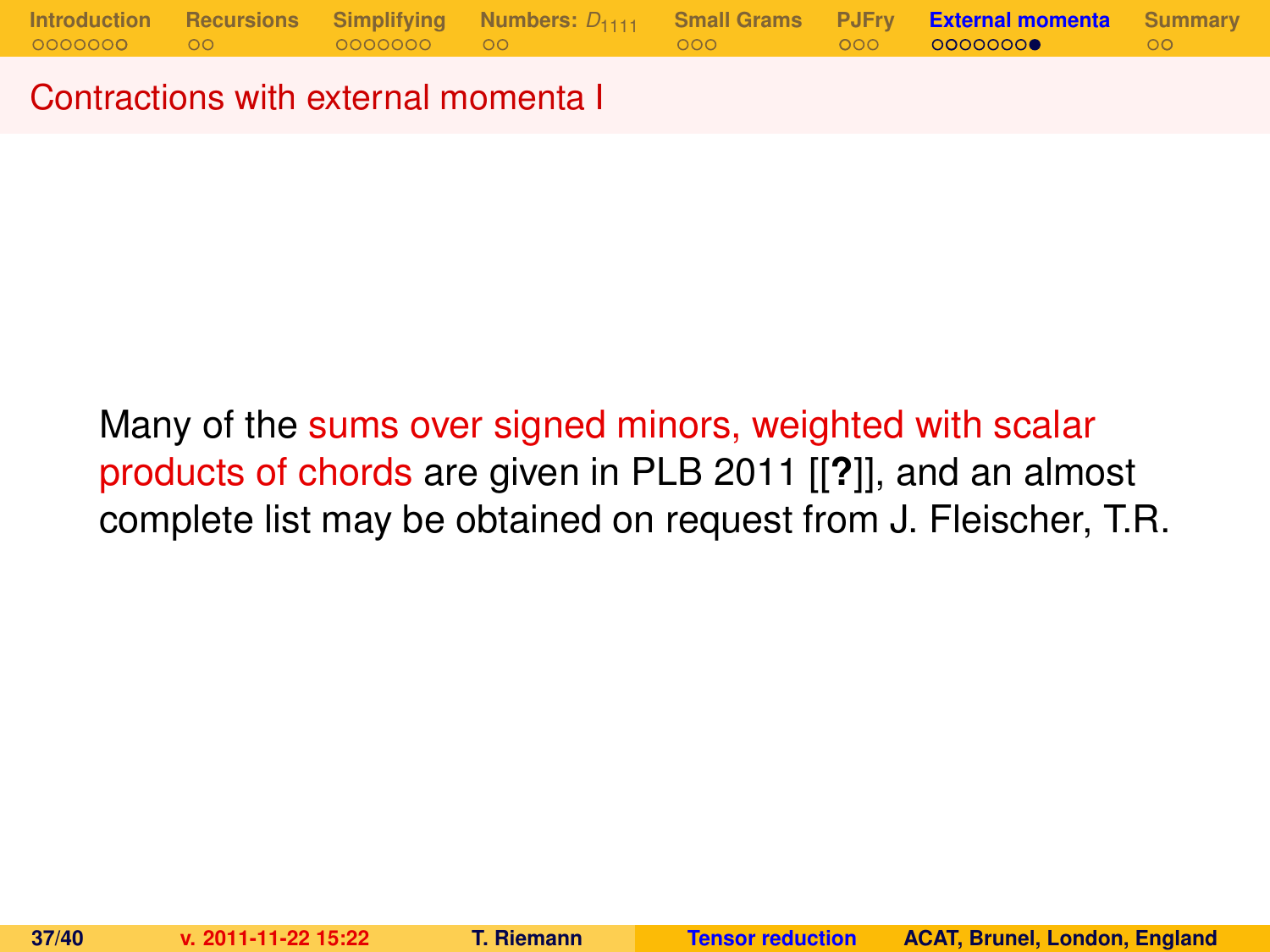## Contractions with external momenta I

Many of the sums over signed minors, weighted with scalar products of chords are given in PLB 2011 [[**?**]], and an almost complete list may be obtained on request from J. Fleischer, T.R.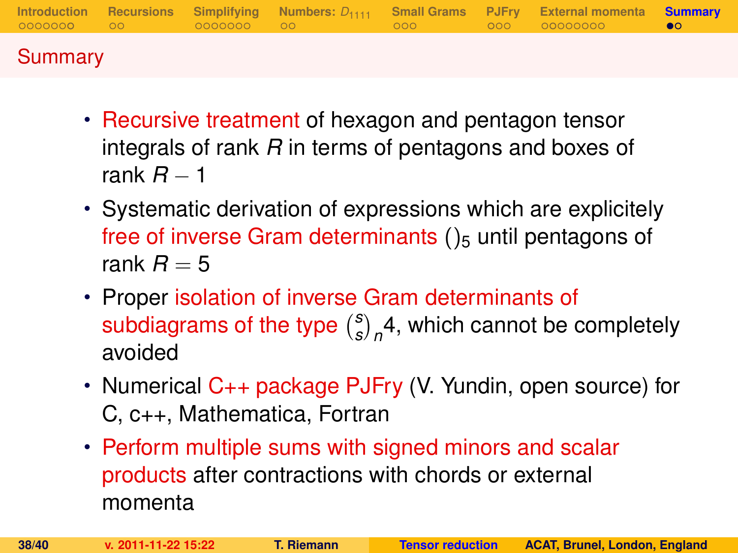## Summary

- Recursive treatment of hexagon and pentagon tensor integrals of rank $R$ in terms of pentagons and boxes of rank $R-1$
- Systematic derivation of expressions which are explicitely free of inverse Gram determinants $()_5$ until pentagons of rank $R = 5$
- Proper isolation of inverse Gram determinants of subdiagrams of the type $\binom{s}{s}_n 4$, which cannot be completely avoided
- Numerical C++ package PJFry (V. Yundin, open source) for C, c++, Mathematica, Fortran
- Perform multiple sums with signed minors and scalar products after contractions with chords or external momenta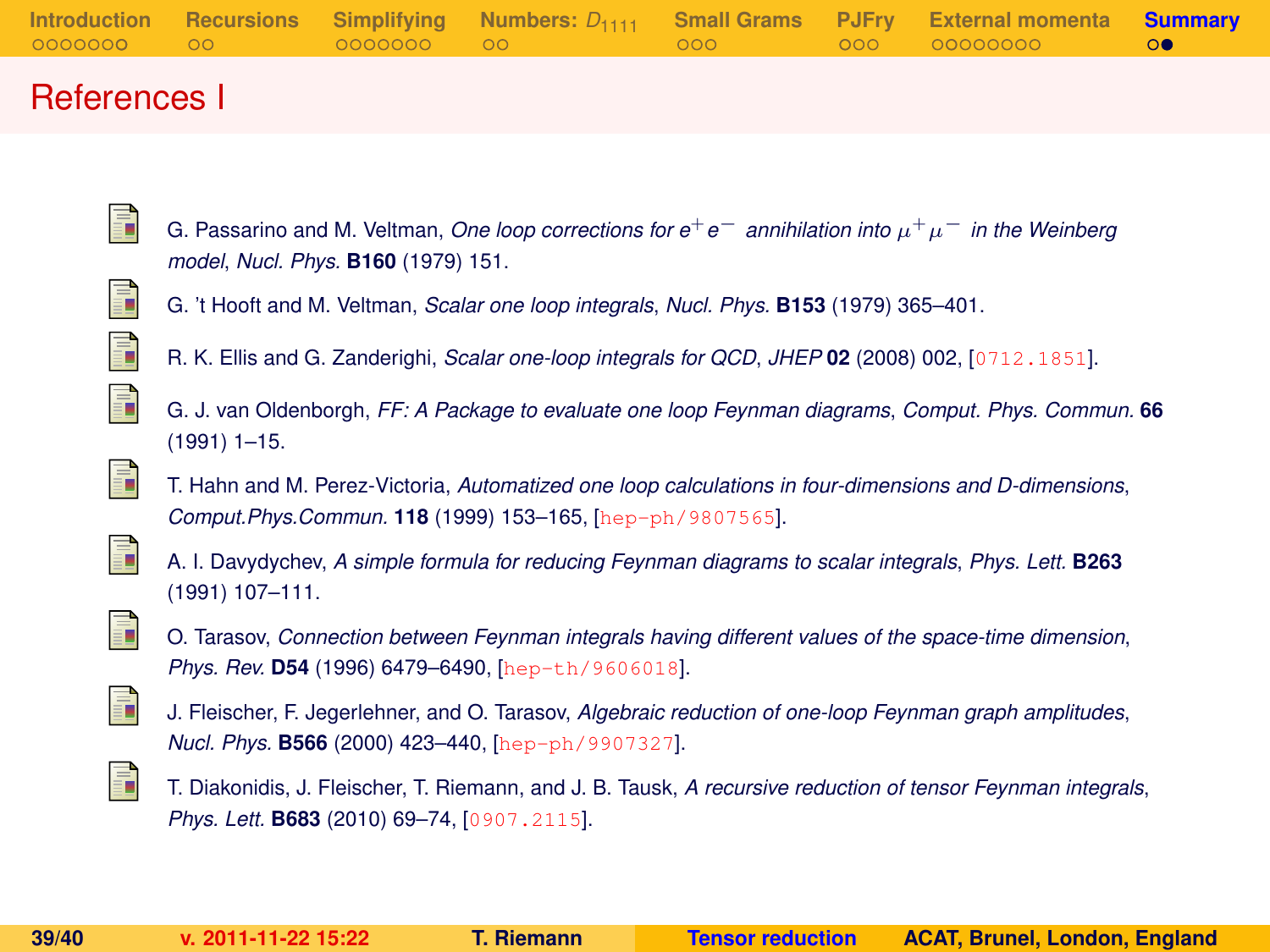# References I

- G. Passarino and M. Veltman, *One loop corrections for $e^+e^-$ annihilation into $\mu^+\mu^-$ in the Weinberg model*, *Nucl. Phys.* **B160** (1979) 151.
- G. 't Hooft and M. Veltman, *Scalar one loop integrals*, *Nucl. Phys.* **B153** (1979) 365–401.
- R. K. Ellis and G. Zanderighi, *Scalar one-loop integrals for QCD*, *JHEP* **02** (2008) 002, [0712.1851].
- G. J. van Oldenborgh, *FF: A Package to evaluate one loop Feynman diagrams*, *Comput. Phys. Commun.* **66** (1991) 1–15.
- T. Hahn and M. Perez-Victoria, *Automatized one loop calculations in four-dimensions and D-dimensions*, *Comput.Phys.Commun.* **118** (1999) 153–165, [hep-ph/9807565].
- A. I. Davydychev, *A simple formula for reducing Feynman diagrams to scalar integrals*, *Phys. Lett.* **B263** (1991) 107–111.
- O. Tarasov, *Connection between Feynman integrals having different values of the space-time dimension*, *Phys. Rev.* **D54** (1996) 6479–6490, [hep-th/9606018].
- J. Fleischer, F. Jegerlehner, and O. Tarasov, *Algebraic reduction of one-loop Feynman graph amplitudes*, *Nucl. Phys.* **B566** (2000) 423–440, [hep-ph/9907327].
- T. Diakonidis, J. Fleischer, T. Riemann, and J. B. Tausk, *A recursive reduction of tensor Feynman integrals*, *Phys. Lett.* **B683** (2010) 69–74, [0907.2115].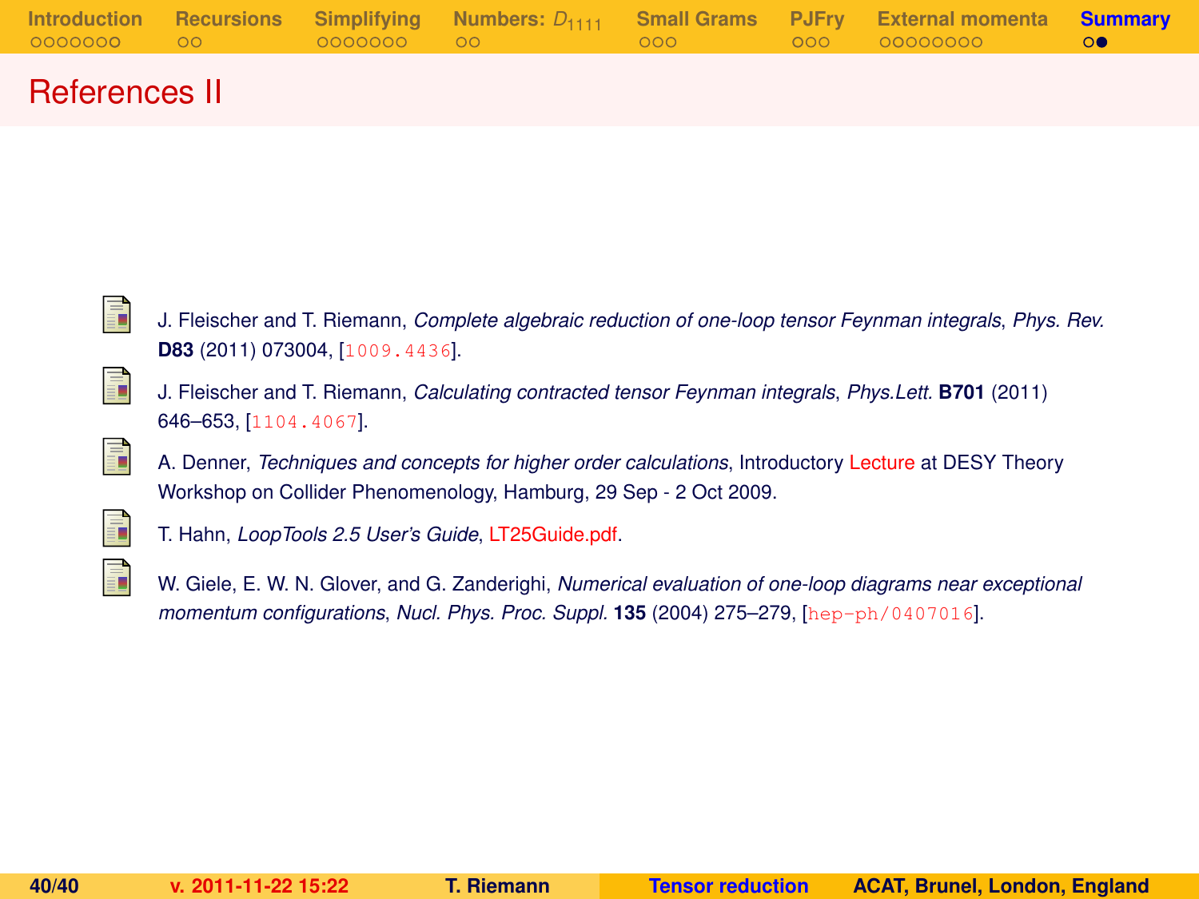# References II

- J. Fleischer and T. Riemann, *Complete algebraic reduction of one-loop tensor Feynman integrals*, *Phys. Rev.* **D83** (2011) 073004, [1009.4436].
- J. Fleischer and T. Riemann, *Calculating contracted tensor Feynman integrals*, *Phys.Lett.* **B701** (2011) 646–653, [1104.4067].
- A. Denner, *Techniques and concepts for higher order calculations*, Introductory Lecture at DESY Theory Workshop on Collider Phenomenology, Hamburg, 29 Sep - 2 Oct 2009.
- T. Hahn, *LoopTools 2.5 User's Guide*, LT25Guide.pdf.
- W. Giele, E. W. N. Glover, and G. Zanderighi, *Numerical evaluation of one-loop diagrams near exceptional momentum configurations*, *Nucl. Phys. Proc. Suppl.* **135** (2004) 275–279, [hep-ph/0407016].